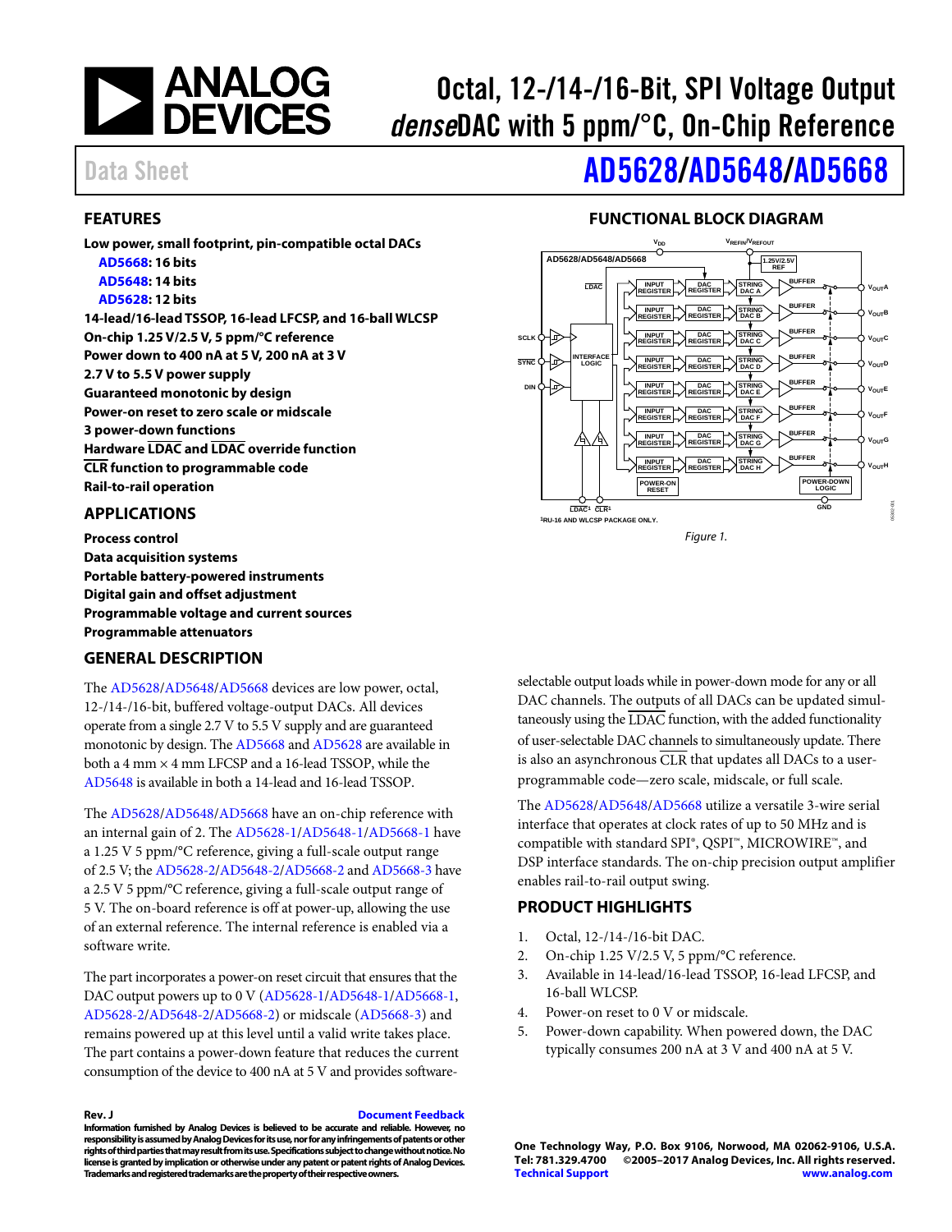# Octal, 12-/14-/16-Bit, SPI Voltage Output *dense*DAC with 5 ppm/°C, On-Chip Reference

Data Sheet

# AD5628/AD5648/AD5668

## FEATURES

**Low power, small footprint, pin-compatible octal DACs**
- **AD5668: 16 bits**
- **AD5648: 14 bits**
- **AD5628: 12 bits**

**14-lead/16-lead TSSOP, 16-lead LFCSP, and 16-ball WLCSP**
**On-chip 1.25 V/2.5 V, 5 ppm/°C reference**
**Power down to 400 nA at 5 V, 200 nA at 3 V**
**2.7 V to 5.5 V power supply**
**Guaranteed monotonic by design**
**Power-on reset to zero scale or midscale**
**3 power-down functions**
**Hardware LDAC and LDAC override function**
**CLR function to programmable code**
**Rail-to-rail operation**

## APPLICATIONS

**Process control**
**Data acquisition systems**
**Portable battery-powered instruments**
**Digital gain and offset adjustment**
**Programmable voltage and current sources**
**Programmable attenuators**

## FUNCTIONAL BLOCK DIAGRAM

Figure 1.

## GENERAL DESCRIPTION

The AD5628/AD5648/AD5668 devices are low power, octal, 12-/14-/16-bit, buffered voltage-output DACs. All devices operate from a single 2.7 V to 5.5 V supply and are guaranteed monotonic by design. The AD5668 and AD5628 are available in both a 4 mm × 4 mm LFCSP and a 16-lead TSSOP, while the AD5648 is available in both a 14-lead and 16-lead TSSOP.

The AD5628/AD5648/AD5668 have an on-chip reference with an internal gain of 2. The AD5628-1/AD5648-1/AD5668-1 have a 1.25 V 5 ppm/°C reference, giving a full-scale output range of 2.5 V; the AD5628-2/AD5648-2/AD5668-2 and AD5668-3 have a 2.5 V 5 ppm/°C reference, giving a full-scale output range of 5 V. The on-board reference is off at power-up, allowing the use of an external reference. The internal reference is enabled via a software write.

The part incorporates a power-on reset circuit that ensures that the DAC output powers up to 0 V (AD5628-1/AD5648-1/AD5668-1, AD5628-2/AD5648-2/AD5668-2) or midscale (AD5668-3) and remains powered up at this level until a valid write takes place. The part contains a power-down feature that reduces the current consumption of the device to 400 nA at 5 V and provides software-selectable output loads while in power-down mode for any or all DAC channels. The outputs of all DACs can be updated simultaneously using the LDAC function, with the added functionality of user-selectable DAC channels to simultaneously update. There is also an asynchronous CLR that updates all DACs to a user-programmable code—zero scale, midscale, or full scale.

The AD5628/AD5648/AD5668 utilize a versatile 3-wire serial interface that operates at clock rates of up to 50 MHz and is compatible with standard SPI®, QSPI™, MICROWIRE™, and DSP interface standards. The on-chip precision output amplifier enables rail-to-rail output swing.

## PRODUCT HIGHLIGHTS

1. Octal, 12-/14-/16-bit DAC.
2. On-chip 1.25 V/2.5 V, 5 ppm/°C reference.
3. Available in 14-lead/16-lead TSSOP, 16-lead LFCSP, and 16-ball WLCSP.
4. Power-on reset to 0 V or midscale.
5. Power-down capability. When powered down, the DAC typically consumes 200 nA at 3 V and 400 nA at 5 V.

Rev. J
Document Feedback

**Information furnished by Analog Devices is believed to be accurate and reliable. However, no responsibility is assumed by Analog Devices for its use, nor for any infringements of patents or other rights of third parties that may result from its use. Specifications subject to change without notice. No license is granted by implication or otherwise under any patent or patent rights of Analog Devices. Trademarks and registered trademarks are the property of their respective owners.**

**One Technology Way, P.O. Box 9106, Norwood, MA 02062-9106, U.S.A.**
**Tel: 781.329.4700 ©2005–2017 Analog Devices, Inc. All rights reserved.**
**Technical Support www.analog.com**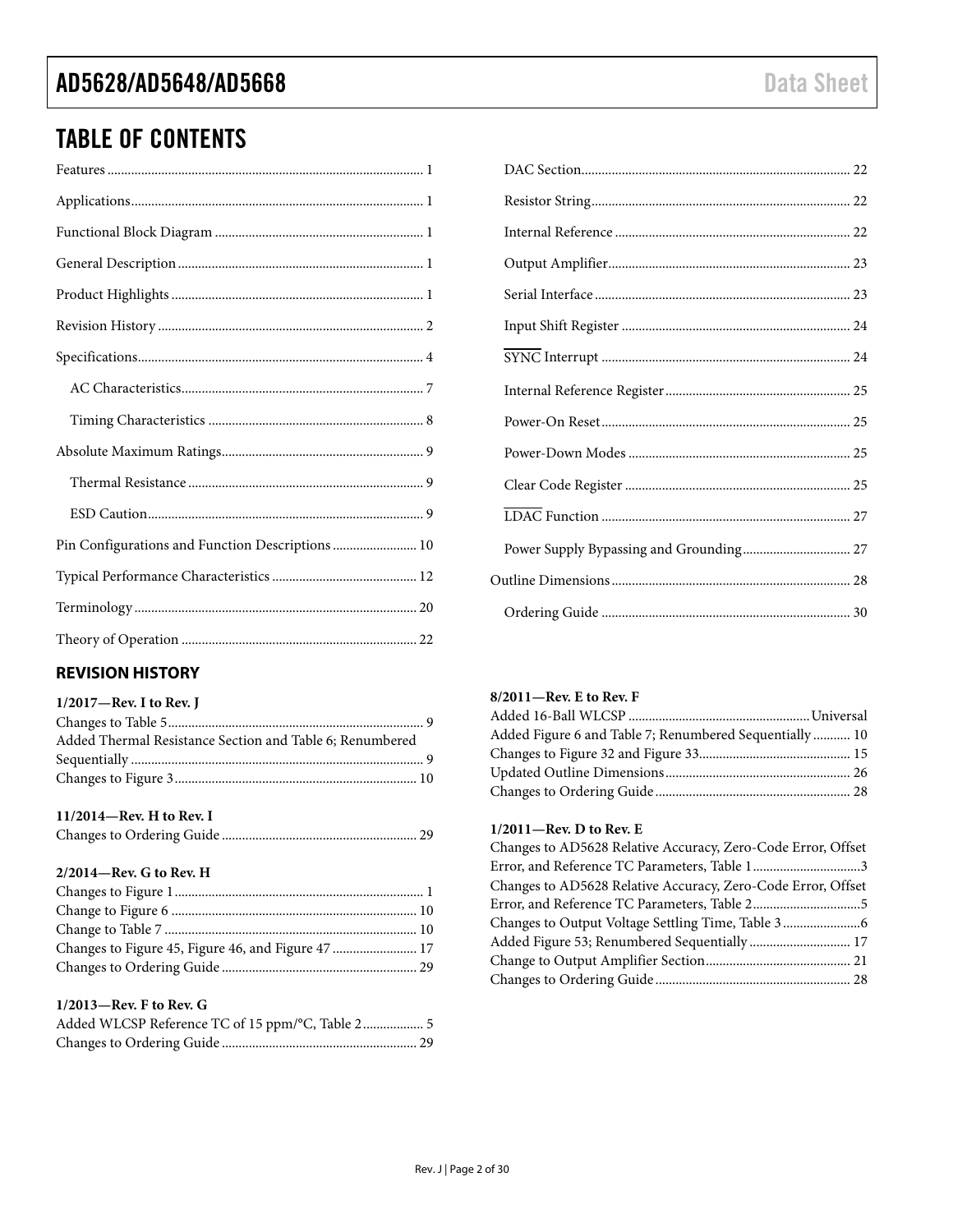## TABLE OF CONTENTS

Features ... 1
Applications ... 1
Functional Block Diagram ... 1
General Description ... 1
Product Highlights ... 1
Revision History ... 2
Specifications ... 4
  AC Characteristics ... 7
  Timing Characteristics ... 8
Absolute Maximum Ratings ... 9
  Thermal Resistance ... 9
  ESD Caution ... 9
Pin Configurations and Function Descriptions ... 10
Typical Performance Characteristics ... 12
Terminology ... 20
Theory of Operation ... 22
  DAC Section ... 22
  Resistor String ... 22
  Internal Reference ... 22
  Output Amplifier ... 23
  Serial Interface ... 23
  Input Shift Register ... 24
  SYNC Interrupt ... 24
  Internal Reference Register ... 25
  Power-On Reset ... 25
  Power-Down Modes ... 25
  Clear Code Register ... 25
  LDAC Function ... 27
  Power Supply Bypassing and Grounding ... 27
Outline Dimensions ... 28
  Ordering Guide ... 30

### REVISION HISTORY

**1/2017—Rev. I to Rev. J**

Changes to Table 5 ... 9
Added Thermal Resistance Section and Table 6; Renumbered Sequentially ... 9
Changes to Figure 3 ... 10

**11/2014—Rev. H to Rev. I**

Changes to Ordering Guide ... 29

**2/2014—Rev. G to Rev. H**

Changes to Figure 1 ... 1
Change to Figure 6 ... 10
Change to Table 7 ... 10
Changes to Figure 45, Figure 46, and Figure 47 ... 17
Changes to Ordering Guide ... 29

**1/2013—Rev. F to Rev. G**

Added WLCSP Reference TC of 15 ppm/°C, Table 2 ... 5
Changes to Ordering Guide ... 29

**8/2011—Rev. E to Rev. F**

Added 16-Ball WLCSP ... Universal
Added Figure 6 and Table 7; Renumbered Sequentially ... 10
Changes to Figure 32 and Figure 33 ... 15
Updated Outline Dimensions ... 26
Changes to Ordering Guide ... 28

**1/2011—Rev. D to Rev. E**

Changes to AD5628 Relative Accuracy, Zero-Code Error, Offset Error, and Reference TC Parameters, Table 1 ... 3
Changes to AD5628 Relative Accuracy, Zero-Code Error, Offset Error, and Reference TC Parameters, Table 2 ... 5
Changes to Output Voltage Settling Time, Table 3 ... 6
Added Figure 53; Renumbered Sequentially ... 17
Change to Output Amplifier Section ... 21
Changes to Ordering Guide ... 28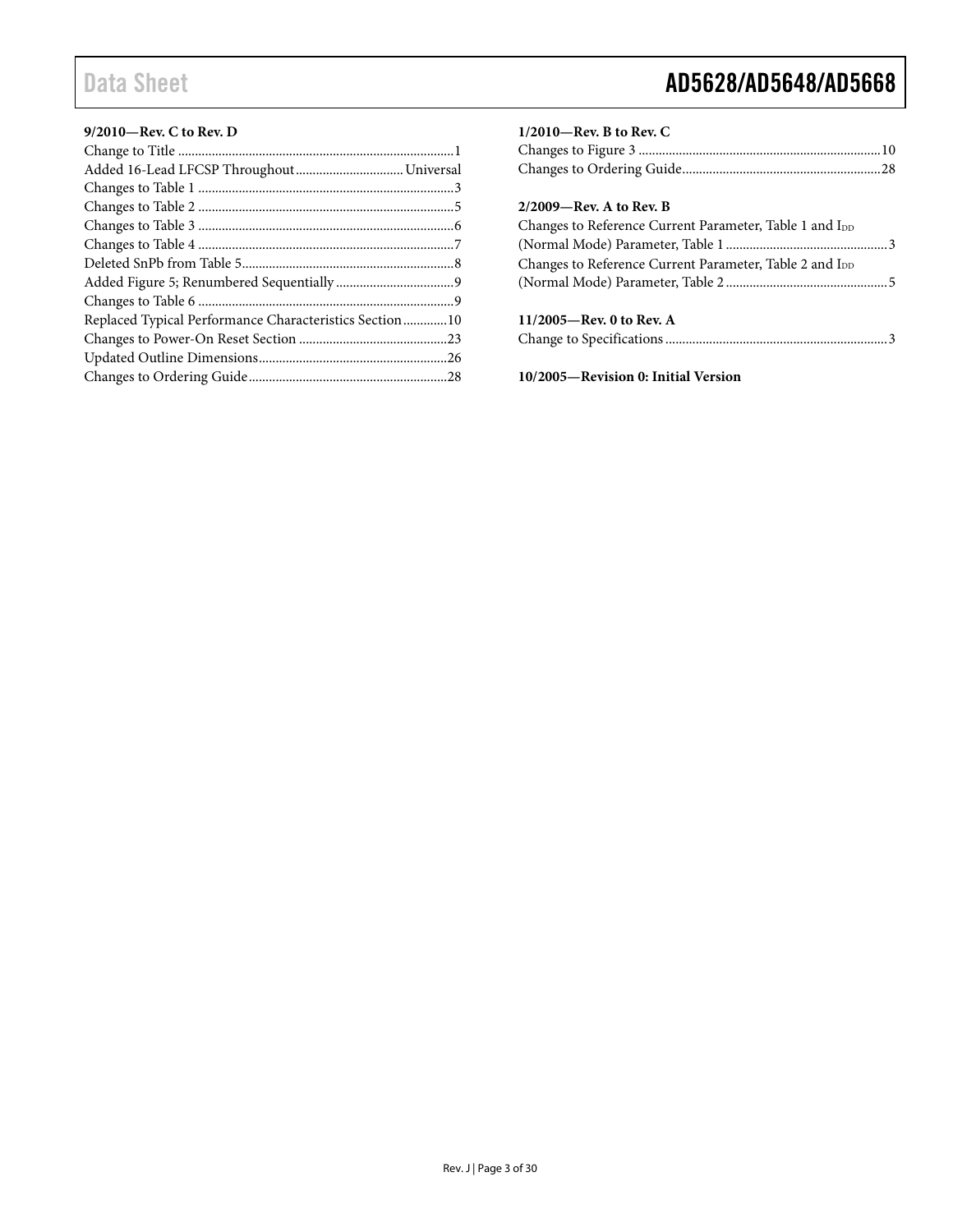**9/2010—Rev. C to Rev. D**

Change to Title ....................................................................................1
Added 16-Lead LFCSP Throughout ................................ Universal
Changes to Table 1 ............................................................................3
Changes to Table 2 ............................................................................5
Changes to Table 3 ............................................................................6
Changes to Table 4 ............................................................................7
Deleted SnPb from Table 5...............................................................8
Added Figure 5; Renumbered Sequentially ...................................9
Changes to Table 6 ............................................................................9
Replaced Typical Performance Characteristics Section .............10
Changes to Power-On Reset Section ............................................23
Updated Outline Dimensions........................................................26
Changes to Ordering Guide...........................................................28

**1/2010—Rev. B to Rev. C**

Changes to Figure 3 .......................................................................10
Changes to Ordering Guide...........................................................28

**2/2009—Rev. A to Rev. B**

Changes to Reference Current Parameter, Table 1 and $I_{DD}$ (Normal Mode) Parameter, Table 1 ................................................3
Changes to Reference Current Parameter, Table 2 and $I_{DD}$ (Normal Mode) Parameter, Table 2 ................................................5

**11/2005—Rev. 0 to Rev. A**

Change to Specifications ..................................................................3

**10/2005—Revision 0: Initial Version**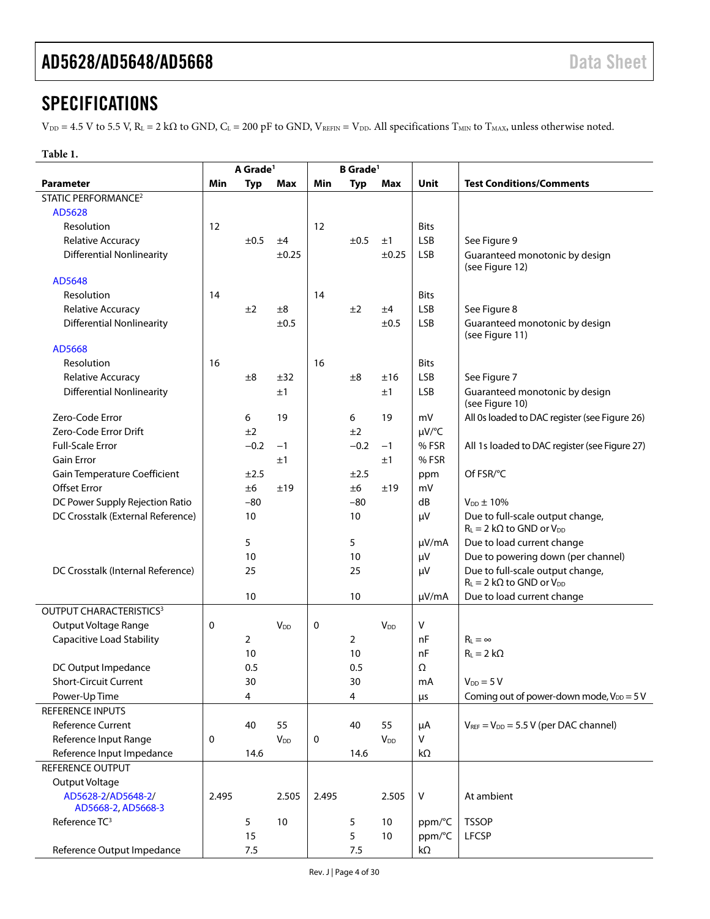## SPECIFICATIONS

$V_{DD}$ = 4.5 V to 5.5 V, $R_L$ = 2 kΩ to GND, $C_L$ = 200 pF to GND, $V_{REFIN}$ = $V_{DD}$. All specifications $T_{MIN}$ to $T_{MAX}$, unless otherwise noted.

**Table 1.**

| | A Grade[1] | | | B Grade[1] | | | | |
|---|---|---|---|---|---|---|---|---|
| **Parameter** | **Min** | **Typ** | **Max** | **Min** | **Typ** | **Max** | **Unit** | **Test Conditions/Comments** |
| STATIC PERFORMANCE[2] | | | | | | | | |
| AD5628 | | | | | | | | |
| Resolution | 12 | | | 12 | | | Bits | |
| Relative Accuracy | | ±0.5 | ±4 | | ±0.5 | ±1 | LSB | See Figure 9 |
| Differential Nonlinearity | | | ±0.25 | | | ±0.25 | LSB | Guaranteed monotonic by design (see Figure 12) |
| AD5648 | | | | | | | | |
| Resolution | 14 | | | 14 | | | Bits | |
| Relative Accuracy | | ±2 | ±8 | | ±2 | ±4 | LSB | See Figure 8 |
| Differential Nonlinearity | | | ±0.5 | | | ±0.5 | LSB | Guaranteed monotonic by design (see Figure 11) |
| AD5668 | | | | | | | | |
| Resolution | 16 | | | 16 | | | Bits | |
| Relative Accuracy | | ±8 | ±32 | | ±8 | ±16 | LSB | See Figure 7 |
| Differential Nonlinearity | | | ±1 | | | ±1 | LSB | Guaranteed monotonic by design (see Figure 10) |
| Zero-Code Error | | 6 | 19 | | 6 | 19 | mV | All 0s loaded to DAC register (see Figure 26) |
| Zero-Code Error Drift | | ±2 | | | ±2 | | μV/°C | |
| Full-Scale Error | | −0.2 | −1 | | −0.2 | −1 | % FSR | All 1s loaded to DAC register (see Figure 27) |
| Gain Error | | | ±1 | | | ±1 | % FSR | |
| Gain Temperature Coefficient | | ±2.5 | | | ±2.5 | | ppm | Of FSR/°C |
| Offset Error | | ±6 | ±19 | | ±6 | ±19 | mV | |
| DC Power Supply Rejection Ratio | | −80 | | | −80 | | dB | $V_{DD}$ ± 10% |
| DC Crosstalk (External Reference) | | 10 | | | 10 | | μV | Due to full-scale output change, $R_L$ = 2 kΩ to GND or $V_{DD}$ |
| | | 5 | | | 5 | | μV/mA | Due to load current change |
| | | 10 | | | 10 | | μV | Due to powering down (per channel) |
| DC Crosstalk (Internal Reference) | | 25 | | | 25 | | μV | Due to full-scale output change, $R_L$ = 2 kΩ to GND or $V_{DD}$ |
| | | 10 | | | 10 | | μV/mA | Due to load current change |
| OUTPUT CHARACTERISTICS[3] | | | | | | | | |
| Output Voltage Range | 0 | | $V_{DD}$ | 0 | | $V_{DD}$ | V | |
| Capacitive Load Stability | | 2 | | | 2 | | nF | $R_L$ = ∞ |
| | | 10 | | | 10 | | nF | $R_L$ = 2 kΩ |
| DC Output Impedance | | 0.5 | | | 0.5 | | Ω | |
| Short-Circuit Current | | 30 | | | 30 | | mA | $V_{DD}$ = 5 V |
| Power-Up Time | | 4 | | | 4 | | μs | Coming out of power-down mode, $V_{DD}$ = 5 V |
| REFERENCE INPUTS | | | | | | | | |
| Reference Current | | 40 | 55 | | 40 | 55 | μA | $V_{REF}$ = $V_{DD}$ = 5.5 V (per DAC channel) |
| Reference Input Range | 0 | | $V_{DD}$ | 0 | | $V_{DD}$ | V | |
| Reference Input Impedance | | 14.6 | | | 14.6 | | kΩ | |
| REFERENCE OUTPUT | | | | | | | | |
| Output Voltage | | | | | | | | |
| AD5628-2/AD5648-2/ AD5668-2, AD5668-3 | 2.495 | | 2.505 | 2.495 | | 2.505 | V | At ambient |
| Reference TC[3] | | 5 | 10 | | 5 | 10 | ppm/°C | TSSOP |
| | | 15 | | | 5 | 10 | ppm/°C | LFCSP |
| Reference Output Impedance | | 7.5 | | | 7.5 | | kΩ | |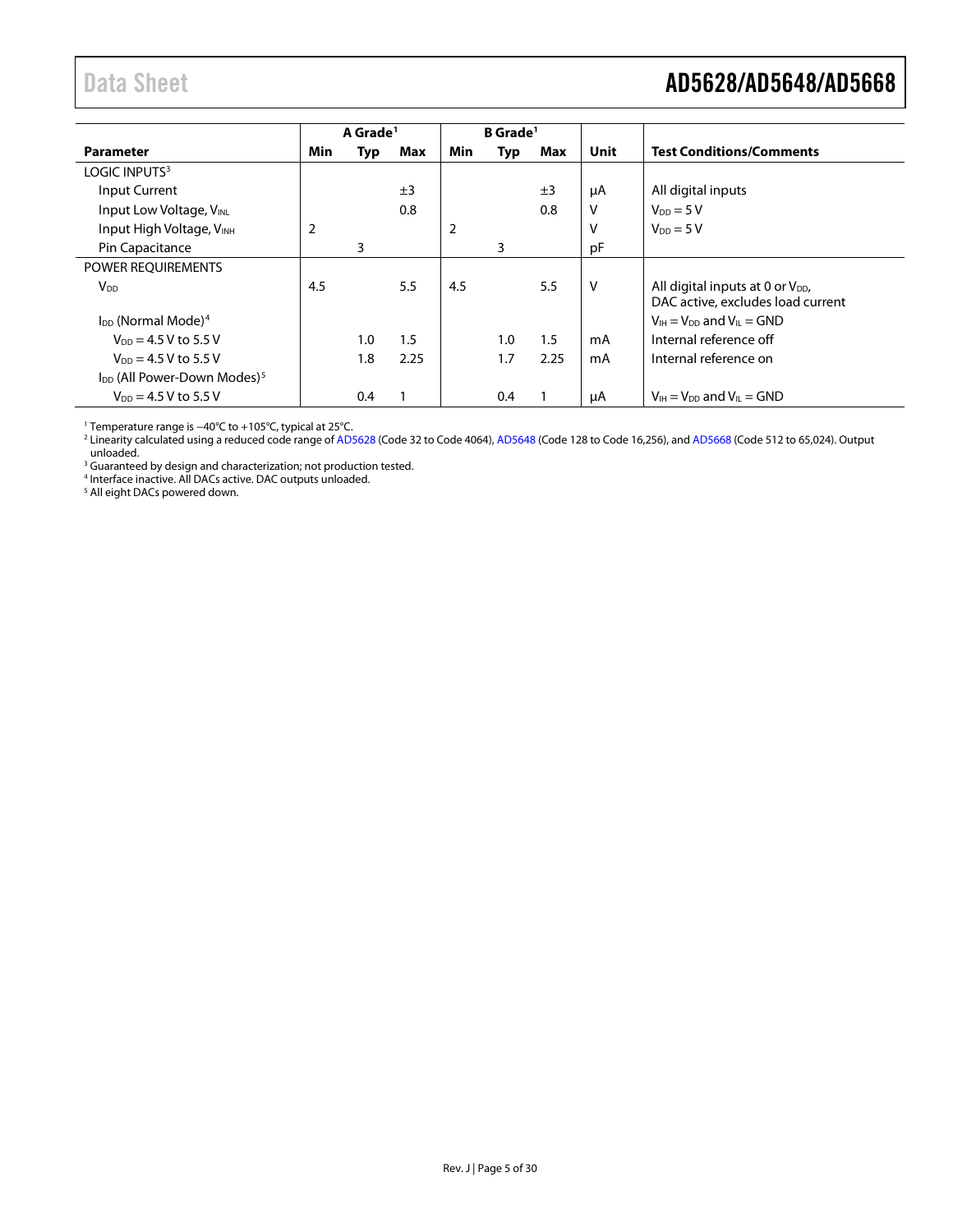| Parameter | A Grade[1] | | | B Grade[1] | | | Unit | Test Conditions/Comments |
|---|---|---|---|---|---|---|---|---|
| | Min | Typ | Max | Min | Typ | Max | | |
| LOGIC INPUTS[3] | | | | | | | | |
| Input Current | | | ±3 | | | ±3 | μA | All digital inputs |
| Input Low Voltage, $V_{INL}$ | | | 0.8 | | | 0.8 | V | $V_{DD}$ = 5 V |
| Input High Voltage, $V_{INH}$ | 2 | | | 2 | | | V | $V_{DD}$ = 5 V |
| Pin Capacitance | | 3 | | | 3 | | pF | |
| POWER REQUIREMENTS | | | | | | | | |
| $V_{DD}$ | 4.5 | | 5.5 | 4.5 | | 5.5 | V | All digital inputs at 0 or $V_{DD}$, DAC active, excludes load current |
| $I_{DD}$ (Normal Mode)[4] | | | | | | | | $V_{IH}$ = $V_{DD}$ and $V_{IL}$ = GND |
| $V_{DD}$ = 4.5 V to 5.5 V | | 1.0 | 1.5 | | 1.0 | 1.5 | mA | Internal reference off |
| $V_{DD}$ = 4.5 V to 5.5 V | | 1.8 | 2.25 | | 1.7 | 2.25 | mA | Internal reference on |
| $I_{DD}$ (All Power-Down Modes)[5] | | | | | | | | |
| $V_{DD}$ = 4.5 V to 5.5 V | | 0.4 | 1 | | 0.4 | 1 | μA | $V_{IH}$ = $V_{DD}$ and $V_{IL}$ = GND |

[1] Temperature range is −40°C to +105°C, typical at 25°C.
[2] Linearity calculated using a reduced code range of AD5628 (Code 32 to Code 4064), AD5648 (Code 128 to Code 16,256), and AD5668 (Code 512 to 65,024). Output unloaded.
[3] Guaranteed by design and characterization; not production tested.
[4] Interface inactive. All DACs active. DAC outputs unloaded.
[5] All eight DACs powered down.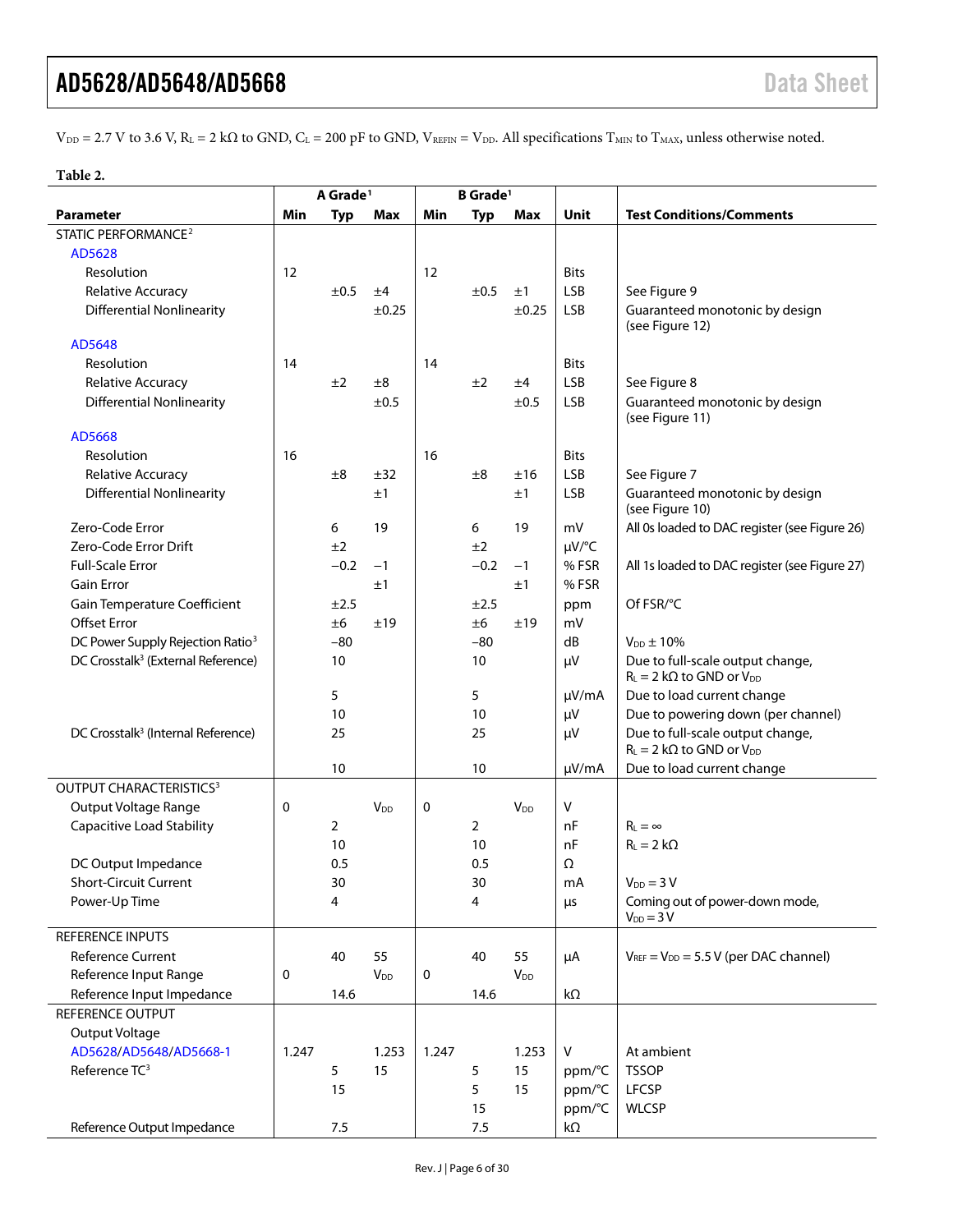$V_{DD}$ = 2.7 V to 3.6 V, $R_L$ = 2 kΩ to GND, $C_L$ = 200 pF to GND, $V_{REFIN}$ = $V_{DD}$. All specifications $T_{MIN}$ to $T_{MAX}$, unless otherwise noted.

**Table 2.**

| | A Grade[1] | | | B Grade[1] | | | | |
|---|---|---|---|---|---|---|---|---|
| **Parameter** | **Min** | **Typ** | **Max** | **Min** | **Typ** | **Max** | **Unit** | **Test Conditions/Comments** |
| STATIC PERFORMANCE[2] | | | | | | | | |
| AD5628 | | | | | | | | |
| Resolution | 12 | | | 12 | | | Bits | |
| Relative Accuracy | | ±0.5 | ±4 | | ±0.5 | ±1 | LSB | See Figure 9 |
| Differential Nonlinearity | | | ±0.25 | | | ±0.25 | LSB | Guaranteed monotonic by design (see Figure 12) |
| AD5648 | | | | | | | | |
| Resolution | 14 | | | 14 | | | Bits | |
| Relative Accuracy | | ±2 | ±8 | | ±2 | ±4 | LSB | See Figure 8 |
| Differential Nonlinearity | | | ±0.5 | | | ±0.5 | LSB | Guaranteed monotonic by design (see Figure 11) |
| AD5668 | | | | | | | | |
| Resolution | 16 | | | 16 | | | Bits | |
| Relative Accuracy | | ±8 | ±32 | | ±8 | ±16 | LSB | See Figure 7 |
| Differential Nonlinearity | | | ±1 | | | ±1 | LSB | Guaranteed monotonic by design (see Figure 10) |
| Zero-Code Error | | 6 | 19 | | 6 | 19 | mV | All 0s loaded to DAC register (see Figure 26) |
| Zero-Code Error Drift | | ±2 | | | ±2 | | µV/°C | |
| Full-Scale Error | | −0.2 | −1 | | −0.2 | −1 | % FSR | All 1s loaded to DAC register (see Figure 27) |
| Gain Error | | | ±1 | | | ±1 | % FSR | |
| Gain Temperature Coefficient | | ±2.5 | | | ±2.5 | | ppm | Of FSR/°C |
| Offset Error | | ±6 | ±19 | | ±6 | ±19 | mV | |
| DC Power Supply Rejection Ratio[3] | | −80 | | | −80 | | dB | $V_{DD}$ ± 10% |
| DC Crosstalk[3] (External Reference) | | 10 | | | 10 | | µV | Due to full-scale output change, $R_L$ = 2 kΩ to GND or $V_{DD}$ |
| | | 5 | | | 5 | | µV/mA | Due to load current change |
| | | 10 | | | 10 | | µV | Due to powering down (per channel) |
| DC Crosstalk[3] (Internal Reference) | | 25 | | | 25 | | µV | Due to full-scale output change, $R_L$ = 2 kΩ to GND or $V_{DD}$ |
| | | 10 | | | 10 | | µV/mA | Due to load current change |
| OUTPUT CHARACTERISTICS[3] | | | | | | | | |
| Output Voltage Range | 0 | | $V_{DD}$ | 0 | | $V_{DD}$ | V | |
| Capacitive Load Stability | | 2 | | | 2 | | nF | $R_L$ = ∞ |
| | | 10 | | | 10 | | nF | $R_L$ = 2 kΩ |
| DC Output Impedance | | 0.5 | | | 0.5 | | Ω | |
| Short-Circuit Current | | 30 | | | 30 | | mA | $V_{DD}$ = 3 V |
| Power-Up Time | | 4 | | | 4 | | µs | Coming out of power-down mode, $V_{DD}$ = 3 V |
| REFERENCE INPUTS | | | | | | | | |
| Reference Current | | 40 | 55 | | 40 | 55 | µA | $V_{REF}$ = $V_{DD}$ = 5.5 V (per DAC channel) |
| Reference Input Range | 0 | | $V_{DD}$ | 0 | | $V_{DD}$ | | |
| Reference Input Impedance | | 14.6 | | | 14.6 | | kΩ | |
| REFERENCE OUTPUT | | | | | | | | |
| Output Voltage | | | | | | | | |
| AD5628/AD5648/AD5668-1 | 1.247 | | 1.253 | 1.247 | | 1.253 | V | At ambient |
| Reference TC[3] | | 5 | 15 | | 5 | 15 | ppm/°C | TSSOP |
| | | 15 | | | 5 | 15 | ppm/°C | LFCSP |
| | | | | | 15 | | ppm/°C | WLCSP |
| Reference Output Impedance | | 7.5 | | | 7.5 | | kΩ | |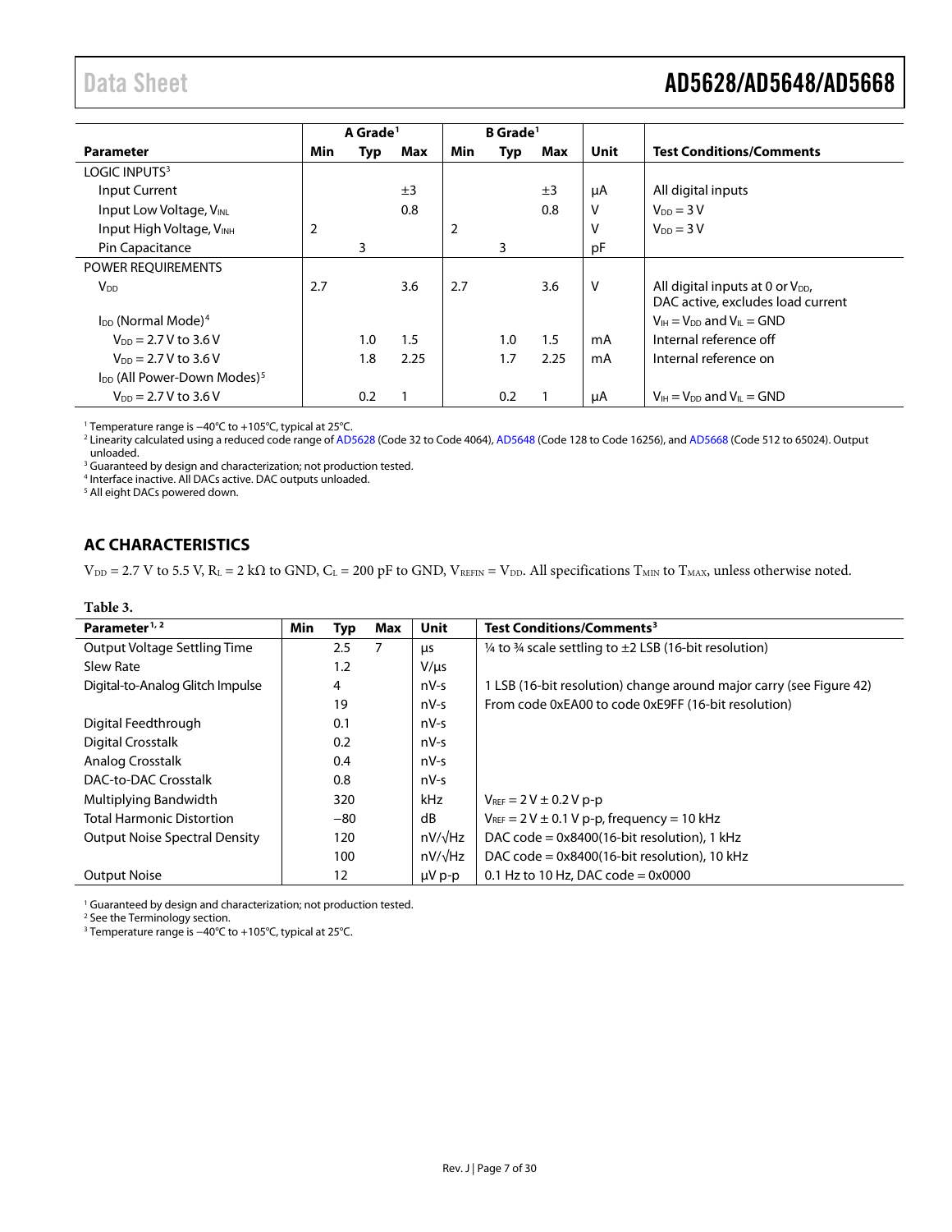| | A Grade[1] | | | B Grade[1] | | | | |
|---|---|---|---|---|---|---|---|---|
| **Parameter** | **Min** | **Typ** | **Max** | **Min** | **Typ** | **Max** | **Unit** | **Test Conditions/Comments** |
| LOGIC INPUTS[3] | | | | | | | | |
| Input Current | | | ±3 | | | ±3 | μA | All digital inputs |
| Input Low Voltage, $V_{INL}$ | | | 0.8 | | | 0.8 | V | $V_{DD}$ = 3 V |
| Input High Voltage, $V_{INH}$ | 2 | | | 2 | | | V | $V_{DD}$ = 3 V |
| Pin Capacitance | | 3 | | | 3 | | pF | |
| POWER REQUIREMENTS | | | | | | | | |
| $V_{DD}$ | 2.7 | | 3.6 | 2.7 | | 3.6 | V | All digital inputs at 0 or $V_{DD}$, DAC active, excludes load current |
| $I_{DD}$ (Normal Mode)[4] | | | | | | | | $V_{IH}$ = $V_{DD}$ and $V_{IL}$ = GND |
| $V_{DD}$ = 2.7 V to 3.6 V | | 1.0 | 1.5 | | 1.0 | 1.5 | mA | Internal reference off |
| $V_{DD}$ = 2.7 V to 3.6 V | | 1.8 | 2.25 | | 1.7 | 2.25 | mA | Internal reference on |
| $I_{DD}$ (All Power-Down Modes)[5] | | | | | | | | |
| $V_{DD}$ = 2.7 V to 3.6 V | | 0.2 | 1 | | 0.2 | 1 | μA | $V_{IH}$ = $V_{DD}$ and $V_{IL}$ = GND |

[1] Temperature range is −40°C to +105°C, typical at 25°C.
[2] Linearity calculated using a reduced code range of AD5628 (Code 32 to Code 4064), AD5648 (Code 128 to Code 16256), and AD5668 (Code 512 to 65024). Output unloaded.
[3] Guaranteed by design and characterization; not production tested.
[4] Interface inactive. All DACs active. DAC outputs unloaded.
[5] All eight DACs powered down.

## AC CHARACTERISTICS

$V_{DD}$ = 2.7 V to 5.5 V, $R_L$ = 2 kΩ to GND, $C_L$ = 200 pF to GND, $V_{REFIN}$ = $V_{DD}$. All specifications $T_{MIN}$ to $T_{MAX}$, unless otherwise noted.

**Table 3.**

| Parameter[1, 2] | Min | Typ | Max | Unit | Test Conditions/Comments[3] |
|---|---|---|---|---|---|
| Output Voltage Settling Time | | 2.5 | 7 | μs | ¼ to ¾ scale settling to ±2 LSB (16-bit resolution) |
| Slew Rate | | 1.2 | | V/μs | |
| Digital-to-Analog Glitch Impulse | | 4 | | nV-s | 1 LSB (16-bit resolution) change around major carry (see Figure 42) |
| | | 19 | | nV-s | From code 0xEA00 to code 0xE9FF (16-bit resolution) |
| Digital Feedthrough | | 0.1 | | nV-s | |
| Digital Crosstalk | | 0.2 | | nV-s | |
| Analog Crosstalk | | 0.4 | | nV-s | |
| DAC-to-DAC Crosstalk | | 0.8 | | nV-s | |
| Multiplying Bandwidth | | 320 | | kHz | $V_{REF}$ = 2 V ± 0.2 V p-p |
| Total Harmonic Distortion | | −80 | | dB | $V_{REF}$ = 2 V ± 0.1 V p-p, frequency = 10 kHz |
| Output Noise Spectral Density | | 120 | | nV/√Hz | DAC code = 0x8400(16-bit resolution), 1 kHz |
| | | 100 | | nV/√Hz | DAC code = 0x8400(16-bit resolution), 10 kHz |
| Output Noise | | 12 | | μV p-p | 0.1 Hz to 10 Hz, DAC code = 0x0000 |

[1] Guaranteed by design and characterization; not production tested.
[2] See the Terminology section.
[3] Temperature range is −40°C to +105°C, typical at 25°C.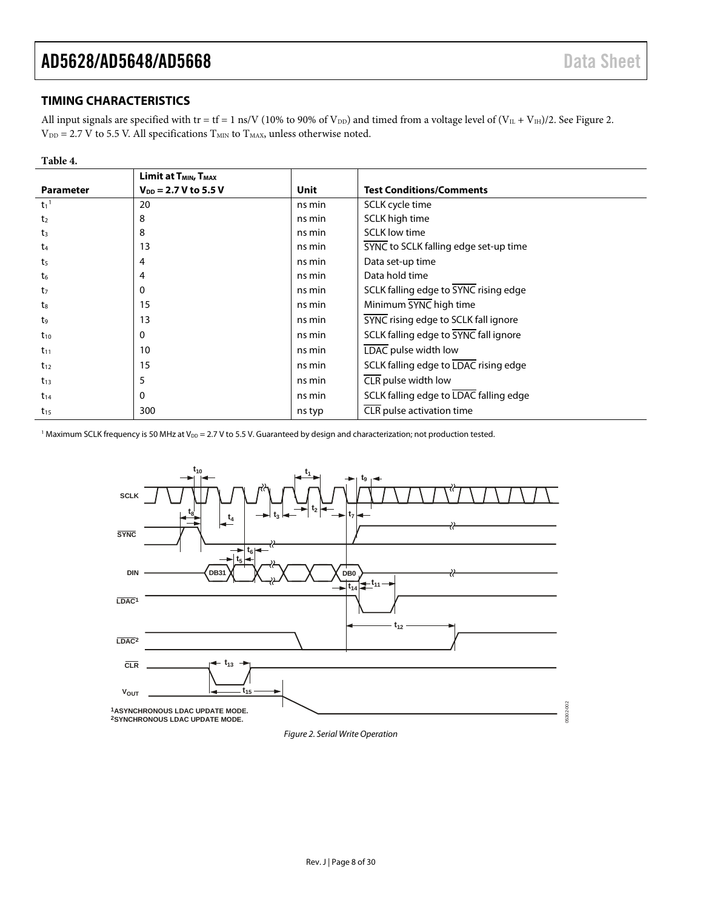## TIMING CHARACTERISTICS

All input signals are specified with tr = tf = 1 ns/V (10% to 90% of $V_{DD}$) and timed from a voltage level of $(V_{IL} + V_{IH})/2$. See Figure 2. $V_{DD}$ = 2.7 V to 5.5 V. All specifications $T_{MIN}$ to $T_{MAX}$, unless otherwise noted.

**Table 4.**

| Parameter | Limit at $T_{MIN}$, $T_{MAX}$ $V_{DD}$ = 2.7 V to 5.5 V | Unit | Test Conditions/Comments |
|---|---|---|---|
| $t_1$ [1] | 20 | ns min | SCLK cycle time |
| $t_2$ | 8 | ns min | SCLK high time |
| $t_3$ | 8 | ns min | SCLK low time |
| $t_4$ | 13 | ns min | $\overline{SYNC}$ to SCLK falling edge set-up time |
| $t_5$ | 4 | ns min | Data set-up time |
| $t_6$ | 4 | ns min | Data hold time |
| $t_7$ | 0 | ns min | SCLK falling edge to $\overline{SYNC}$ rising edge |
| $t_8$ | 15 | ns min | Minimum $\overline{SYNC}$ high time |
| $t_9$ | 13 | ns min | $\overline{SYNC}$ rising edge to SCLK fall ignore |
| $t_{10}$ | 0 | ns min | SCLK falling edge to $\overline{SYNC}$ fall ignore |
| $t_{11}$ | 10 | ns min | $\overline{LDAC}$ pulse width low |
| $t_{12}$ | 15 | ns min | SCLK falling edge to $\overline{LDAC}$ rising edge |
| $t_{13}$ | 5 | ns min | $\overline{CLR}$ pulse width low |
| $t_{14}$ | 0 | ns min | SCLK falling edge to $\overline{LDAC}$ falling edge |
| $t_{15}$ | 300 | ns typ | $\overline{CLR}$ pulse activation time |

[1] Maximum SCLK frequency is 50 MHz at $V_{DD}$ = 2.7 V to 5.5 V. Guaranteed by design and characterization; not production tested.

SCLK
SYNC
DIN
DB31
DB0
LDAC[1]
LDAC[2]
CLR
$V_{OUT}$
$t_1$ $t_2$ $t_3$ $t_4$ $t_5$ $t_6$ $t_7$ $t_8$ $t_9$ $t_{10}$ $t_{11}$ $t_{12}$ $t_{13}$ $t_{14}$ $t_{15}$

[1]ASYNCHRONOUS LDAC UPDATE MODE.
[2]SYNCHRONOUS LDAC UPDATE MODE.

05302-002

*Figure 2. Serial Write Operation*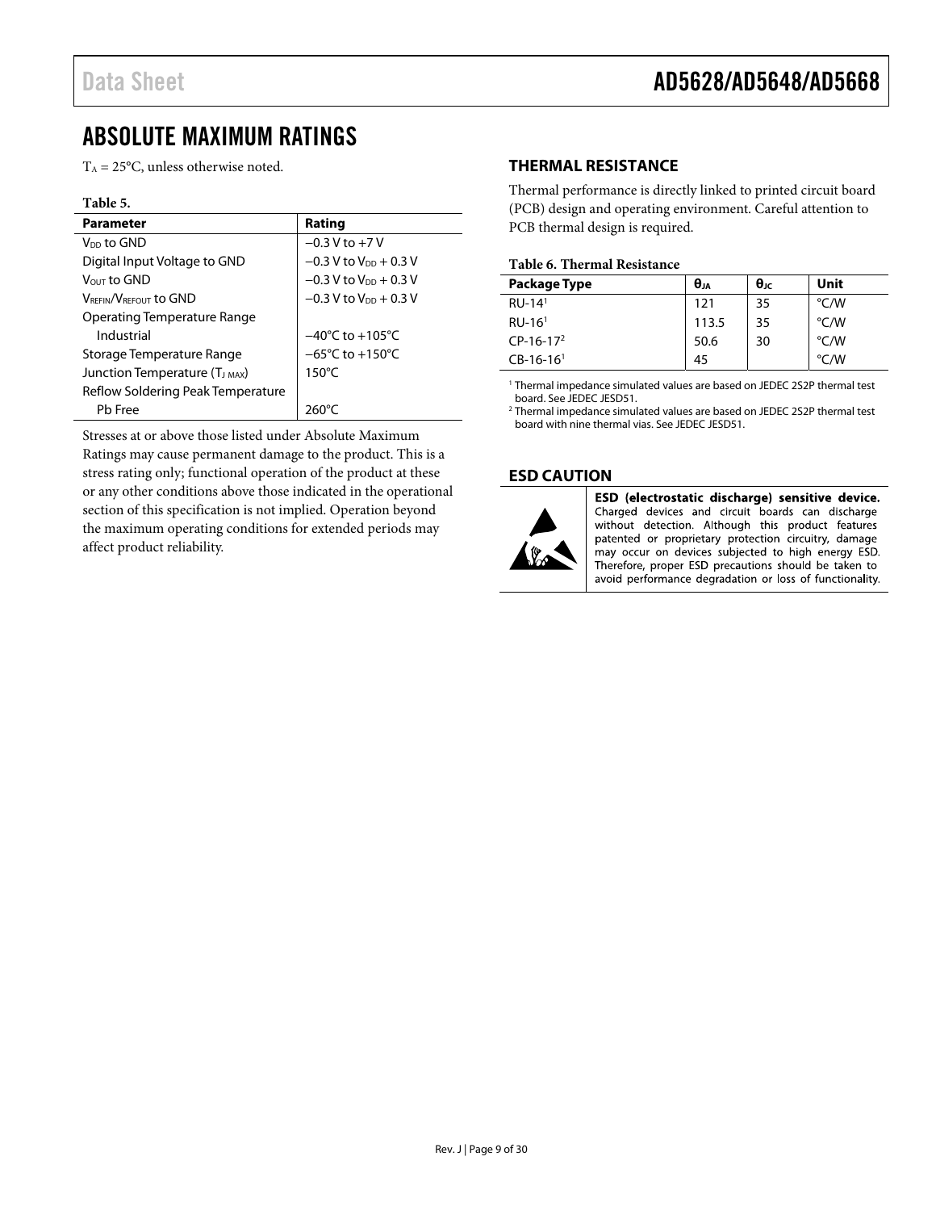# ABSOLUTE MAXIMUM RATINGS

$T_A$ = 25°C, unless otherwise noted.

**Table 5.**

| Parameter | Rating |
|---|---|
| $V_{DD}$ to GND | −0.3 V to +7 V |
| Digital Input Voltage to GND | −0.3 V to $V_{DD}$ + 0.3 V |
| $V_{OUT}$ to GND | −0.3 V to $V_{DD}$ + 0.3 V |
| $V_{REFIN}$/$V_{REFOUT}$ to GND | −0.3 V to $V_{DD}$ + 0.3 V |
| Operating Temperature Range | |
| Industrial | −40°C to +105°C |
| Storage Temperature Range | −65°C to +150°C |
| Junction Temperature ($T_{J\ MAX}$) | 150°C |
| Reflow Soldering Peak Temperature | |
| Pb Free | 260°C |

Stresses at or above those listed under Absolute Maximum Ratings may cause permanent damage to the product. This is a stress rating only; functional operation of the product at these or any other conditions above those indicated in the operational section of this specification is not implied. Operation beyond the maximum operating conditions for extended periods may affect product reliability.

## THERMAL RESISTANCE

Thermal performance is directly linked to printed circuit board (PCB) design and operating environment. Careful attention to PCB thermal design is required.

**Table 6. Thermal Resistance**

| Package Type | $\theta_{JA}$ | $\theta_{JC}$ | Unit |
|---|---|---|---|
| RU-14[1] | 121 | 35 | °C/W |
| RU-16[1] | 113.5 | 35 | °C/W |
| CP-16-17[2] | 50.6 | 30 | °C/W |
| CB-16-16[1] | 45 | | °C/W |

[1] Thermal impedance simulated values are based on JEDEC 2S2P thermal test board. See JEDEC JESD51.
[2] Thermal impedance simulated values are based on JEDEC 2S2P thermal test board with nine thermal vias. See JEDEC JESD51.

## ESD CAUTION

**ESD (electrostatic discharge) sensitive device.** Charged devices and circuit boards can discharge without detection. Although this product features patented or proprietary protection circuitry, damage may occur on devices subjected to high energy ESD. Therefore, proper ESD precautions should be taken to avoid performance degradation or loss of functionality.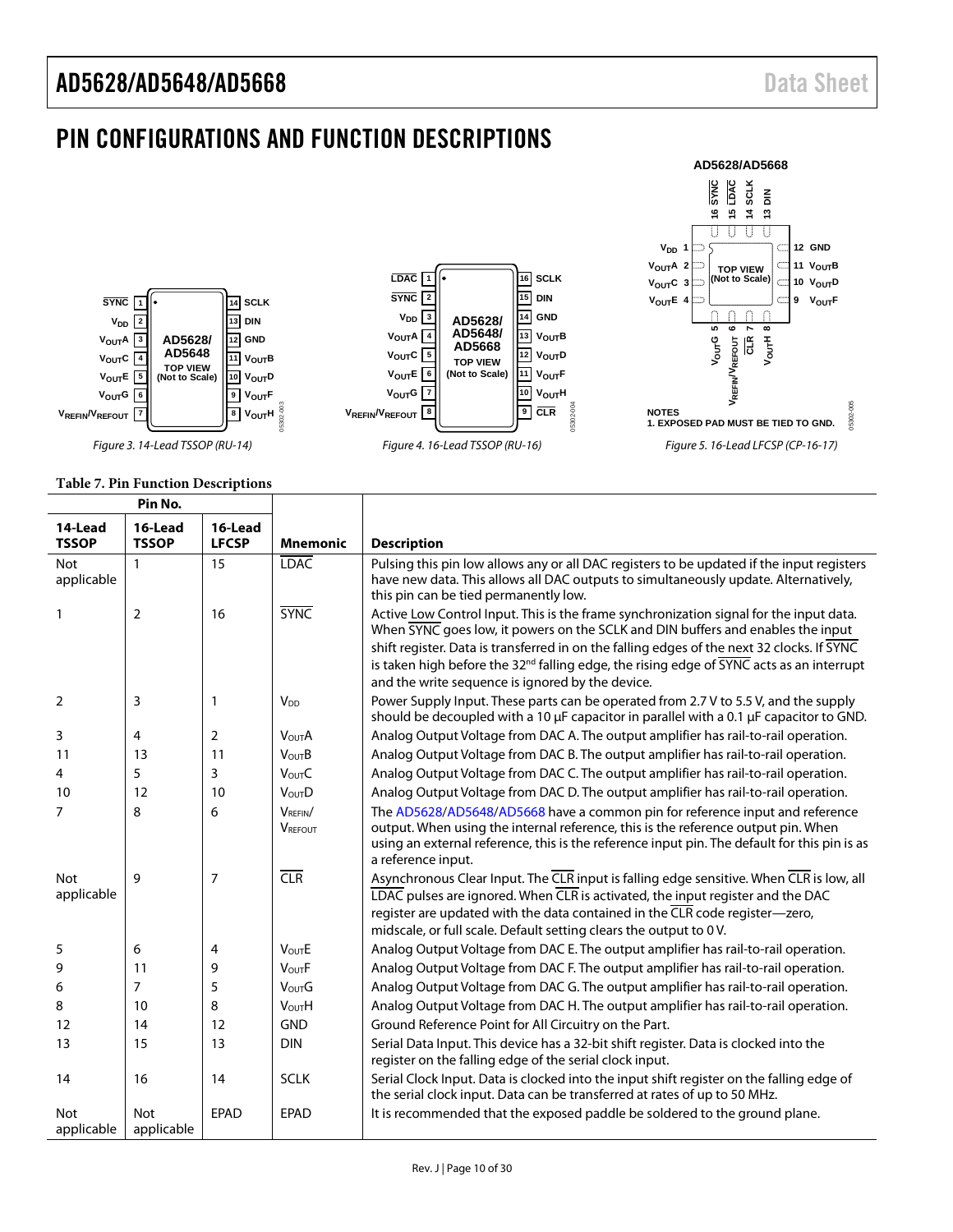# PIN CONFIGURATIONS AND FUNCTION DESCRIPTIONS

SYNC 1, VDD 2, VOUTA 3, VOUTC 4, VOUTE 5, VOUTG 6, VREFIN/VREFOUT 7, VOUTH 8, VOUTF 9, VOUTD 10, VOUTB 11, GND 12, DIN 13, SCLK 14

AD5628/ AD5648

TOP VIEW (Not to Scale)

05302-003

Figure 3. 14-Lead TSSOP (RU-14)

LDAC 1, SYNC 2, VDD 3, VOUTA 4, VOUTC 5, VOUTE 6, VOUTG 7, VREFIN/VREFOUT 8, CLR 9, VOUTH 10, VOUTF 11, VOUTD 12, VOUTB 13, GND 14, DIN 15, SCLK 16

AD5628/ AD5648/ AD5668

TOP VIEW (Not to Scale)

05302-004

Figure 4. 16-Lead TSSOP (RU-16)

AD5628/AD5668

VDD 1, VOUTA 2, VOUTC 3, VOUTE 4, VOUTG 5, VREFIN/VREFOUT 6, CLR 7, VOUTH 8, VOUTF 9, VOUTD 10, VOUTB 11, GND 12, DIN 13, SCLK 14, LDAC 15, SYNC 16

TOP VIEW (Not to Scale)

NOTES
1. EXPOSED PAD MUST BE TIED TO GND.

05302-005

Figure 5. 16-Lead LFCSP (CP-16-17)

**Table 7. Pin Function Descriptions**

| Pin No. | | | | |
|---|---|---|---|---|
| 14-Lead TSSOP | 16-Lead TSSOP | 16-Lead LFCSP | Mnemonic | Description |
| Not applicable | 1 | 15 | LDAC | Pulsing this pin low allows any or all DAC registers to be updated if the input registers have new data. This allows all DAC outputs to simultaneously update. Alternatively, this pin can be tied permanently low. |
| 1 | 2 | 16 | SYNC | Active Low Control Input. This is the frame synchronization signal for the input data. When SYNC goes low, it powers on the SCLK and DIN buffers and enables the input shift register. Data is transferred in on the falling edges of the next 32 clocks. If SYNC is taken high before the 32nd falling edge, the rising edge of SYNC acts as an interrupt and the write sequence is ignored by the device. |
| 2 | 3 | 1 | $V_{DD}$ | Power Supply Input. These parts can be operated from 2.7 V to 5.5 V, and the supply should be decoupled with a 10 µF capacitor in parallel with a 0.1 µF capacitor to GND. |
| 3 | 4 | 2 | $V_{OUT}A$ | Analog Output Voltage from DAC A. The output amplifier has rail-to-rail operation. |
| 11 | 13 | 11 | $V_{OUT}B$ | Analog Output Voltage from DAC B. The output amplifier has rail-to-rail operation. |
| 4 | 5 | 3 | $V_{OUT}C$ | Analog Output Voltage from DAC C. The output amplifier has rail-to-rail operation. |
| 10 | 12 | 10 | $V_{OUT}D$ | Analog Output Voltage from DAC D. The output amplifier has rail-to-rail operation. |
| 7 | 8 | 6 | $V_{REFIN}$/ $V_{REFOUT}$ | The AD5628/AD5648/AD5668 have a common pin for reference input and reference output. When using the internal reference, this is the reference output pin. When using an external reference, this is the reference input pin. The default for this pin is as a reference input. |
| Not applicable | 9 | 7 | CLR | Asynchronous Clear Input. The CLR input is falling edge sensitive. When CLR is low, all LDAC pulses are ignored. When CLR is activated, the input register and the DAC register are updated with the data contained in the CLR code register—zero, midscale, or full scale. Default setting clears the output to 0 V. |
| 5 | 6 | 4 | $V_{OUT}E$ | Analog Output Voltage from DAC E. The output amplifier has rail-to-rail operation. |
| 9 | 11 | 9 | $V_{OUT}F$ | Analog Output Voltage from DAC F. The output amplifier has rail-to-rail operation. |
| 6 | 7 | 5 | $V_{OUT}G$ | Analog Output Voltage from DAC G. The output amplifier has rail-to-rail operation. |
| 8 | 10 | 8 | $V_{OUT}H$ | Analog Output Voltage from DAC H. The output amplifier has rail-to-rail operation. |
| 12 | 14 | 12 | GND | Ground Reference Point for All Circuitry on the Part. |
| 13 | 15 | 13 | DIN | Serial Data Input. This device has a 32-bit shift register. Data is clocked into the register on the falling edge of the serial clock input. |
| 14 | 16 | 14 | SCLK | Serial Clock Input. Data is clocked into the input shift register on the falling edge of the serial clock input. Data can be transferred at rates of up to 50 MHz. |
| Not applicable | Not applicable | EPAD | EPAD | It is recommended that the exposed paddle be soldered to the ground plane. |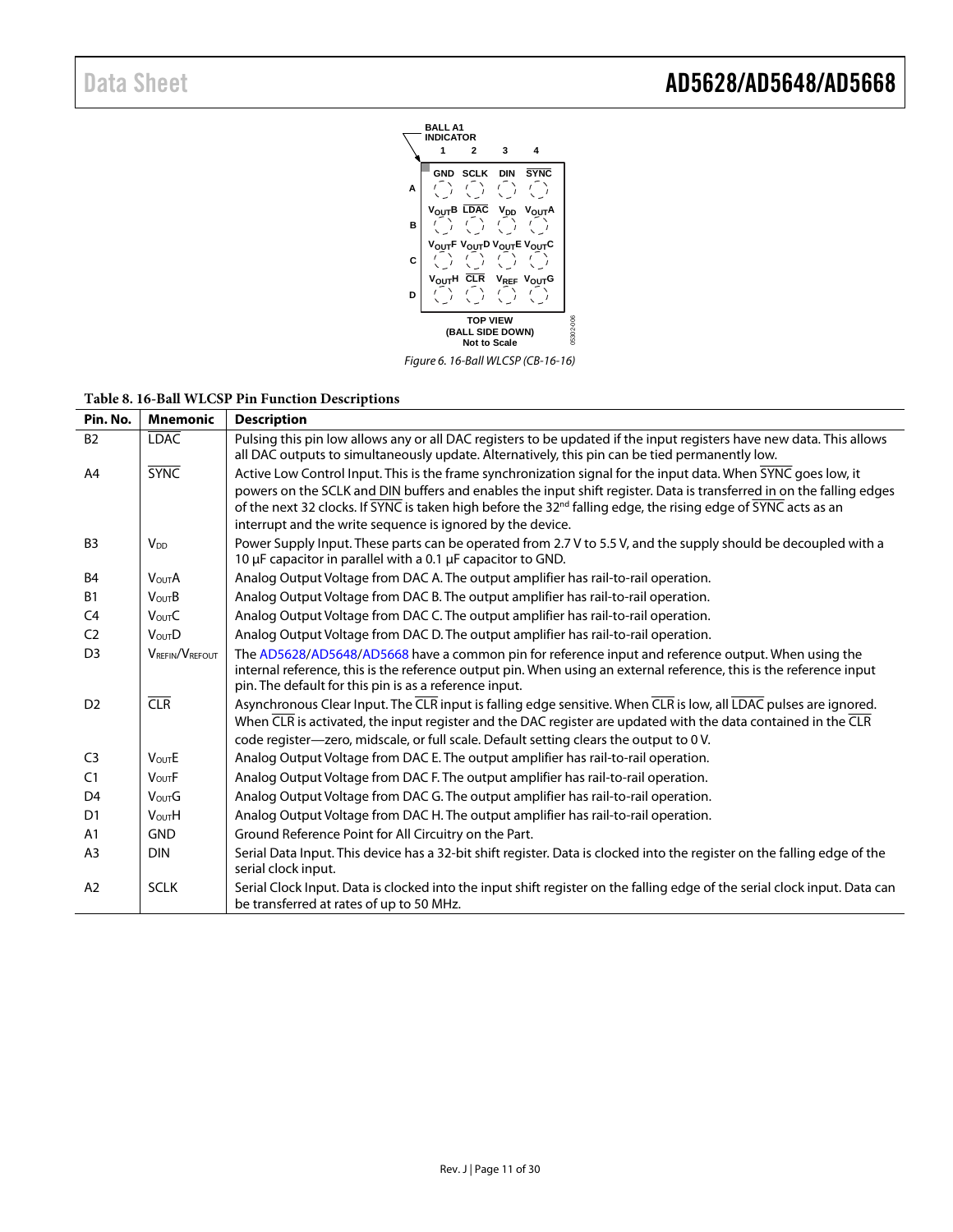BALL A1
INDICATOR

1 2 3 4

A: GND SCLK DIN SYNC

B: $V_{OUT}B$ LDAC $V_{DD}$ $V_{OUT}A$

C: $V_{OUT}F$ $V_{OUT}D$ $V_{OUT}E$ $V_{OUT}C$

D: $V_{OUT}H$ CLR $V_{REF}$ $V_{OUT}G$

TOP VIEW
(BALL SIDE DOWN)
Not to Scale

05302-006

*Figure 6. 16-Ball WLCSP (CB-16-16)*

**Table 8. 16-Ball WLCSP Pin Function Descriptions**

| Pin. No. | Mnemonic | Description |
|---|---|---|
| B2 | LDAC | Pulsing this pin low allows any or all DAC registers to be updated if the input registers have new data. This allows all DAC outputs to simultaneously update. Alternatively, this pin can be tied permanently low. |
| A4 | SYNC | Active Low Control Input. This is the frame synchronization signal for the input data. When SYNC goes low, it powers on the SCLK and DIN buffers and enables the input shift register. Data is transferred in on the falling edges of the next 32 clocks. If SYNC is taken high before the 32nd falling edge, the rising edge of SYNC acts as an interrupt and the write sequence is ignored by the device. |
| B3 | $V_{DD}$ | Power Supply Input. These parts can be operated from 2.7 V to 5.5 V, and the supply should be decoupled with a 10 µF capacitor in parallel with a 0.1 µF capacitor to GND. |
| B4 | $V_{OUT}A$ | Analog Output Voltage from DAC A. The output amplifier has rail-to-rail operation. |
| B1 | $V_{OUT}B$ | Analog Output Voltage from DAC B. The output amplifier has rail-to-rail operation. |
| C4 | $V_{OUT}C$ | Analog Output Voltage from DAC C. The output amplifier has rail-to-rail operation. |
| C2 | $V_{OUT}D$ | Analog Output Voltage from DAC D. The output amplifier has rail-to-rail operation. |
| D3 | $V_{REFIN}/V_{REFOUT}$ | The AD5628/AD5648/AD5668 have a common pin for reference input and reference output. When using the internal reference, this is the reference output pin. When using an external reference, this is the reference input pin. The default for this pin is as a reference input. |
| D2 | CLR | Asynchronous Clear Input. The CLR input is falling edge sensitive. When CLR is low, all LDAC pulses are ignored. When CLR is activated, the input register and the DAC register are updated with the data contained in the CLR code register—zero, midscale, or full scale. Default setting clears the output to 0 V. |
| C3 | $V_{OUT}E$ | Analog Output Voltage from DAC E. The output amplifier has rail-to-rail operation. |
| C1 | $V_{OUT}F$ | Analog Output Voltage from DAC F. The output amplifier has rail-to-rail operation. |
| D4 | $V_{OUT}G$ | Analog Output Voltage from DAC G. The output amplifier has rail-to-rail operation. |
| D1 | $V_{OUT}H$ | Analog Output Voltage from DAC H. The output amplifier has rail-to-rail operation. |
| A1 | GND | Ground Reference Point for All Circuitry on the Part. |
| A3 | DIN | Serial Data Input. This device has a 32-bit shift register. Data is clocked into the register on the falling edge of the serial clock input. |
| A2 | SCLK | Serial Clock Input. Data is clocked into the input shift register on the falling edge of the serial clock input. Data can be transferred at rates of up to 50 MHz. |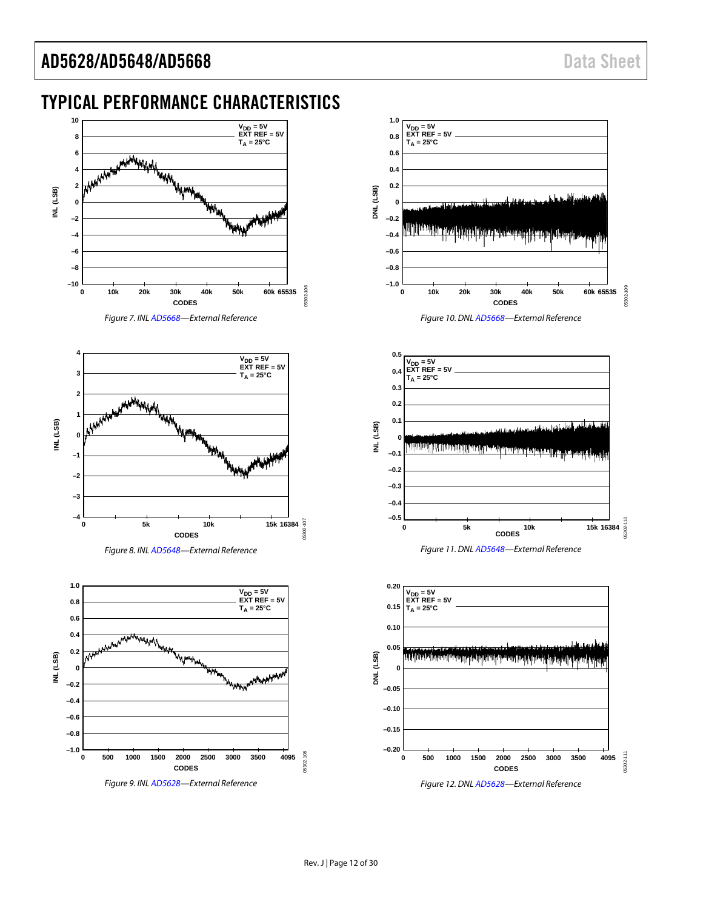# TYPICAL PERFORMANCE CHARACTERISTICS

10
8
6
4
2
0
–2
–4
–6
–8
–10
INL (LSB)
0
10k
20k
30k
40k
50k
60k 65535
CODES
$V_{DD}$ = 5V
EXT REF = 5V
$T_A$ = 25°C
05302-106

Figure 7. INL AD5668—External Reference

1.0
0.8
0.6
0.4
0.2
0
–0.2
–0.4
–0.6
–0.8
–1.0
DNL (LSB)
0
10k
20k
30k
40k
50k
60k 65535
CODES
$V_{DD}$ = 5V
EXT REF = 5V
$T_A$ = 25°C
05302-109

Figure 10. DNL AD5668—External Reference

4
3
2
1
0
–1
–2
–3
–4
INL (LSB)
0
5k
10k
15k 16384
CODES
$V_{DD}$ = 5V
EXT REF = 5V
$T_A$ = 25°C
05302-107

Figure 8. INL AD5648—External Reference

0.5
0.4
0.3
0.2
0.1
0
–0.1
–0.2
–0.3
–0.4
–0.5
INL (LSB)
0
5k
10k
15k 16384
CODES
$V_{DD}$ = 5V
EXT REF = 5V
$T_A$ = 25°C
05302-110

Figure 11. DNL AD5648—External Reference

1.0
0.8
0.6
0.4
0.2
0
–0.2
–0.4
–0.6
–0.8
–1.0
INL (LSB)
0
500
1000
1500
2000
2500
3000
3500
4095
CODES
$V_{DD}$ = 5V
EXT REF = 5V
$T_A$ = 25°C
05302-108

Figure 9. INL AD5628—External Reference

0.20
0.15
0.10
0.05
0
–0.05
–0.10
–0.15
–0.20
DNL (LSB)
0
500
1000
1500
2000
2500
3000
3500
4095
CODES
$V_{DD}$ = 5V
EXT REF = 5V
$T_A$ = 25°C
05302-111

Figure 12. DNL AD5628—External Reference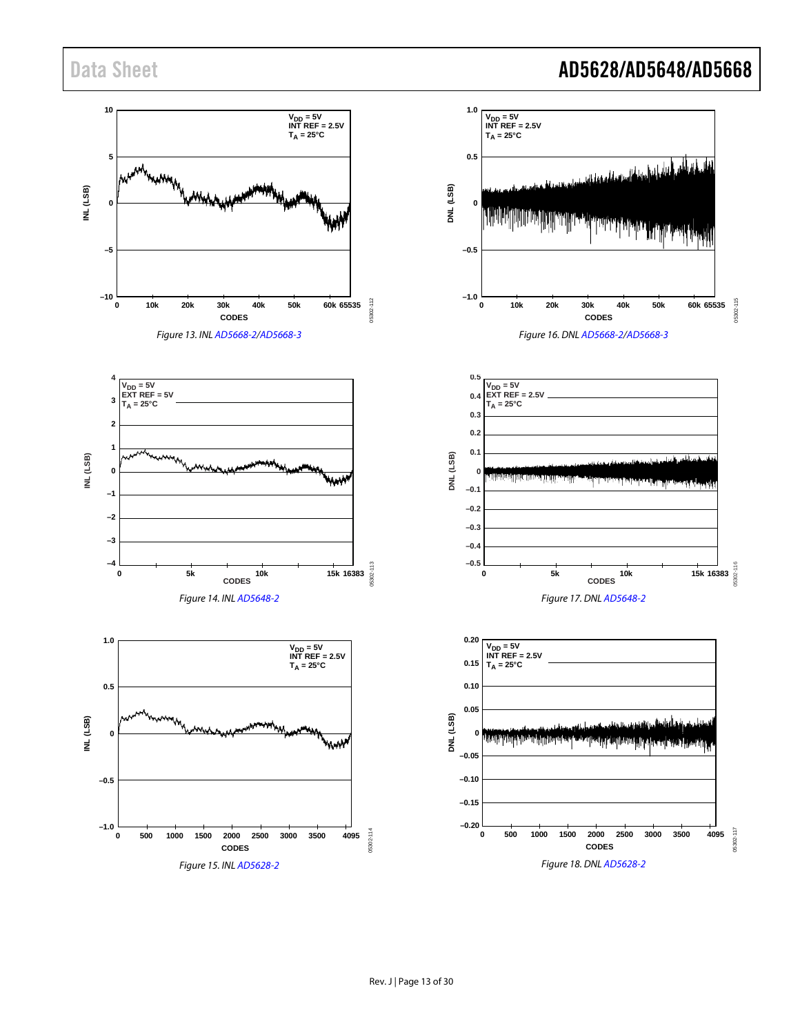10
$V_{DD}$ = 5V
INT REF = 2.5V
$T_A$ = 25°C
5
0
–5
–10
INL (LSB)
0 10k 20k 30k 40k 50k 60k 65535
CODES
05302-112

*Figure 13. INL AD5668-2/AD5668-3*

4
$V_{DD}$ = 5V
EXT REF = 5V
$T_A$ = 25°C
3
2
1
0
–1
–2
–3
–4
INL (LSB)
0 5k 10k 15k 16383
CODES
05302-113

*Figure 14. INL AD5648-2*

1.0
$V_{DD}$ = 5V
INT REF = 2.5V
$T_A$ = 25°C
0.5
0
–0.5
–1.0
INL (LSB)
0 500 1000 1500 2000 2500 3000 3500 4095
CODES
05302-114

*Figure 15. INL AD5628-2*

1.0
$V_{DD}$ = 5V
INT REF = 2.5V
$T_A$ = 25°C
0.5
0
–0.5
–1.0
DNL (LSB)
0 10k 20k 30k 40k 50k 60k 65535
CODES
05302-115

*Figure 16. DNL AD5668-2/AD5668-3*

0.5
$V_{DD}$ = 5V
EXT REF = 2.5V
$T_A$ = 25°C
0.4
0.3
0.2
0.1
0
–0.1
–0.2
–0.3
–0.4
–0.5
DNL (LSB)
0 5k 10k 15k 16383
CODES
05302-116

*Figure 17. DNL AD5648-2*

0.20
$V_{DD}$ = 5V
INT REF = 2.5V
$T_A$ = 25°C
0.15
0.10
0.05
0
–0.05
–0.10
–0.15
–0.20
DNL (LSB)
0 500 1000 1500 2000 2500 3000 3500 4095
CODES
05302-117

*Figure 18. DNL AD5628-2*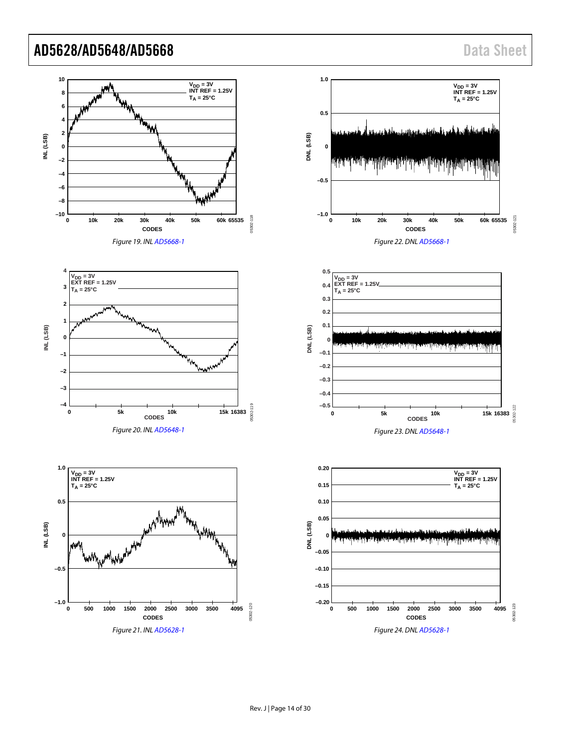V$_{DD}$ = 3V
INT REF = 1.25V
T$_A$ = 25°C

INL (LSB)

10
8
6
4
2
0
−2
−4
−6
−8
−10

0 10k 20k 30k 40k 50k 60k 65535

CODES

05302-118

Figure 19. INL AD5668-1

V$_{DD}$ = 3V
EXT REF = 1.25V
T$_A$ = 25°C

INL (LSB)

4
3
2
1
0
−1
−2
−3
−4

0 5k 10k 15k 16383

CODES

05302-119

Figure 20. INL AD5648-1

V$_{DD}$ = 3V
INT REF = 1.25V
T$_A$ = 25°C

INL (LSB)

1.0
0.5
0
−0.5
−1.0

0 500 1000 1500 2000 2500 3000 3500 4095

CODES

05302-120

Figure 21. INL AD5628-1

V$_{DD}$ = 3V
INT REF = 1.25V
T$_A$ = 25°C

DNL (LSB)

1.0
0.5
0
−0.5
−1.0

0 10k 20k 30k 40k 50k 60k 65535

CODES

05302-121

Figure 22. DNL AD5668-1

V$_{DD}$ = 3V
EXT REF = 1.25V
T$_A$ = 25°C

DNL (LSB)

0.5
0.4
0.3
0.2
0.1
0
−0.1
−0.2
−0.3
−0.4
−0.5

0 5k 10k 15k 16383

CODES

05302-122

Figure 23. DNL AD5648-1

V$_{DD}$ = 3V
INT REF = 1.25V
T$_A$ = 25°C

DNL (LSB)

0.20
0.15
0.10
0.05
0
−0.05
−0.10
−0.15
−0.20

0 500 1000 1500 2000 2500 3000 3500 4095

CODES

05302-123

Figure 24. DNL AD5628-1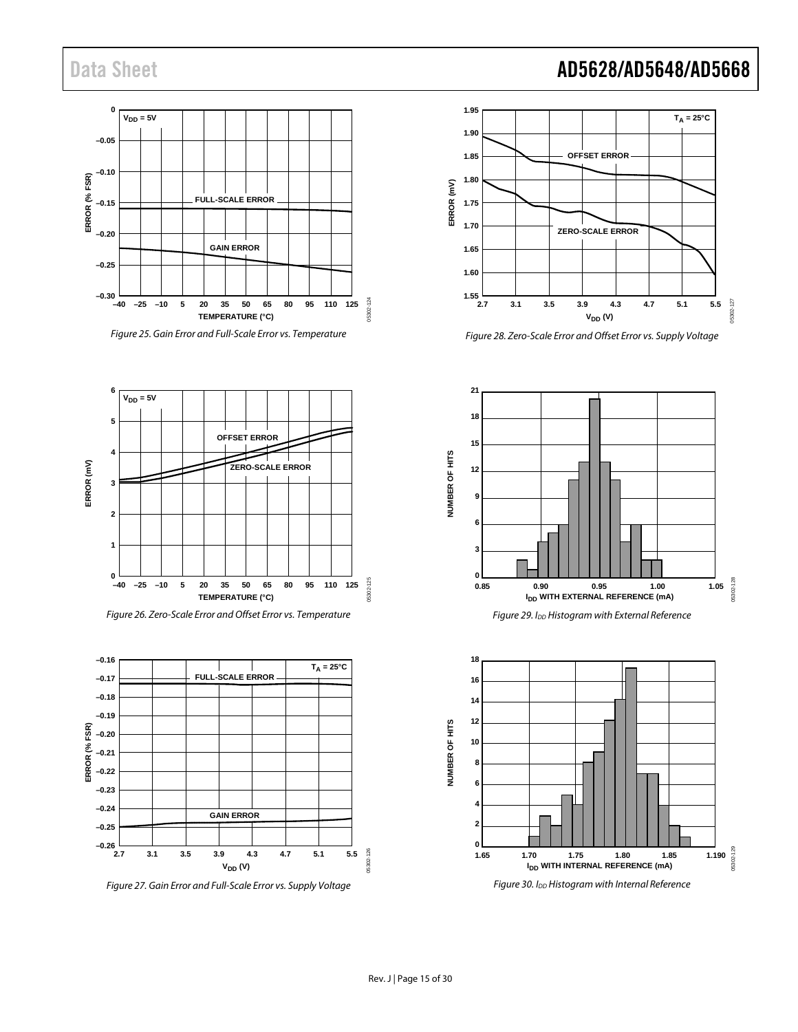0
$V_{DD}$ = 5V
–0.05
–0.10
–0.15
–0.20
–0.25
–0.30
ERROR (% FSR)
FULL-SCALE ERROR
GAIN ERROR
–40 –25 –10 5 20 35 50 65 80 95 110 125
TEMPERATURE (°C)
05302-124

*Figure 25. Gain Error and Full-Scale Error vs. Temperature*

6
$V_{DD}$ = 5V
5
4
3
2
1
0
ERROR (mV)
OFFSET ERROR
ZERO-SCALE ERROR
–40 –25 –10 5 20 35 50 65 80 95 110 125
TEMPERATURE (°C)
05302-125

*Figure 26. Zero-Scale Error and Offset Error vs. Temperature*

–0.16
$T_A$ = 25°C
–0.17
–0.18
–0.19
–0.20
–0.21
–0.22
–0.23
–0.24
–0.25
–0.26
ERROR (% FSR)
FULL-SCALE ERROR
GAIN ERROR
2.7 3.1 3.5 3.9 4.3 4.7 5.1 5.5
$V_{DD}$ (V)
05302-126

*Figure 27. Gain Error and Full-Scale Error vs. Supply Voltage*

1.95
$T_A$ = 25°C
1.90
1.85
1.80
1.75
1.70
1.65
1.60
1.55
ERROR (mV)
OFFSET ERROR
ZERO-SCALE ERROR
2.7 3.1 3.5 3.9 4.3 4.7 5.1 5.5
$V_{DD}$ (V)
05302-127

*Figure 28. Zero-Scale Error and Offset Error vs. Supply Voltage*

21
18
15
12
9
6
3
0
NUMBER OF HITS
0.85 0.90 0.95 1.00 1.05
$I_{DD}$ WITH EXTERNAL REFERENCE (mA)
05302-128

*Figure 29. $I_{DD}$ Histogram with External Reference*

18
16
14
12
10
8
6
4
2
0
NUMBER OF HITS
1.65 1.70 1.75 1.80 1.85 1.190
$I_{DD}$ WITH INTERNAL REFERENCE (mA)
05302-129

*Figure 30. $I_{DD}$ Histogram with Internal Reference*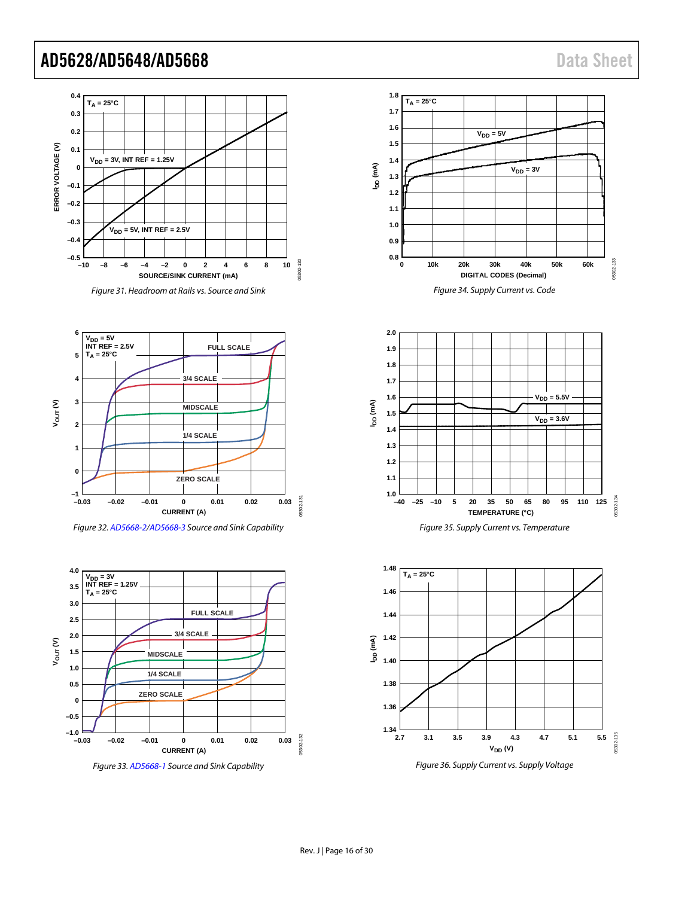TA = 25°C

VDD = 3V, INT REF = 1.25V

VDD = 5V, INT REF = 2.5V

ERROR VOLTAGE (V)

SOURCE/SINK CURRENT (mA)

0.4
0.3
0.2
0.1
0
–0.1
–0.2
–0.3
–0.4
–0.5

–10 –8 –6 –4 –2 0 2 4 6 8 10

05302-130

*Figure 31. Headroom at Rails vs. Source and Sink*

TA = 25°C

VDD = 5V

VDD = 3V

IDD (mA)

DIGITAL CODES (Decimal)

1.8
1.7
1.6
1.5
1.4
1.3
1.2
1.1
1.0
0.9
0.8

0 10k 20k 30k 40k 50k 60k

05302-133

*Figure 34. Supply Current vs. Code*

VDD = 5V
INT REF = 2.5V
TA = 25°C

FULL SCALE

3/4 SCALE

MIDSCALE

1/4 SCALE

ZERO SCALE

VOUT (V)

CURRENT (A)

6
5
4
3
2
1
0
–1

–0.03 –0.02 –0.01 0 0.01 0.02 0.03

05302-131

*Figure 32. AD5668-2/AD5668-3 Source and Sink Capability*

VDD = 5.5V

VDD = 3.6V

IDD (mA)

TEMPERATURE (°C)

2.0
1.9
1.8
1.7
1.6
1.5
1.4
1.3
1.2
1.1
1.0

–40 –25 –10 5 20 35 50 65 80 95 110 125

05302-134

*Figure 35. Supply Current vs. Temperature*

VDD = 3V
INT REF = 1.25V
TA = 25°C

FULL SCALE

3/4 SCALE

MIDSCALE

1/4 SCALE

ZERO SCALE

VOUT (V)

CURRENT (A)

4.0
3.5
3.0
2.5
2.0
1.5
1.0
0.5
0
–0.5
–1.0

–0.03 –0.02 –0.01 0 0.01 0.02 0.03

05302-132

*Figure 33. AD5668-1 Source and Sink Capability*

TA = 25°C

IDD (mA)

VDD (V)

1.48
1.46
1.44
1.42
1.40
1.38
1.36
1.34

2.7 3.1 3.5 3.9 4.3 4.7 5.1 5.5

05302-135

*Figure 36. Supply Current vs. Supply Voltage*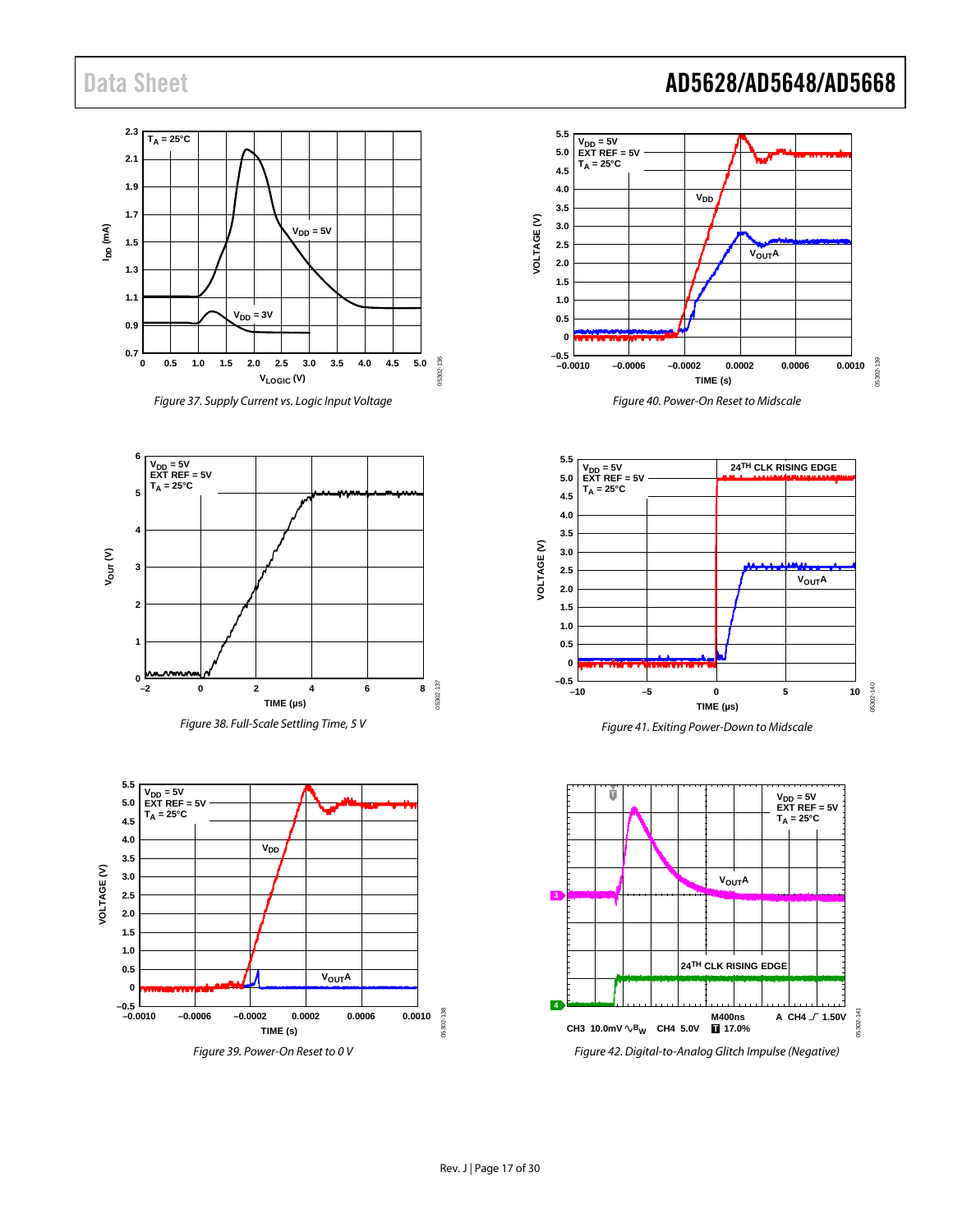$T_A$ = 25°C

2.3
2.1
1.9
1.7
1.5
1.3
1.1
0.9
0.7

$I_{DD}$ (mA)

$V_{DD}$ = 5V

$V_{DD}$ = 3V

0 0.5 1.0 1.5 2.0 2.5 3.0 3.5 4.0 4.5 5.0

$V_{LOGIC}$ (V)

05302-136

Figure 37. Supply Current vs. Logic Input Voltage

$V_{DD}$ = 5V
EXT REF = 5V
$T_A$ = 25°C

5.5
5.0
4.5
4.0
3.5
3.0
2.5
2.0
1.5
1.0
0.5
0
–0.5

VOLTAGE (V)

$V_{DD}$

$V_{OUT}A$

–0.0010 –0.0006 –0.0002 0.0002 0.0006 0.0010

TIME (s)

05302-139

Figure 40. Power-On Reset to Midscale

$V_{DD}$ = 5V
EXT REF = 5V
$T_A$ = 25°C

6
5
4
3
2
1
0

$V_{OUT}$ (V)

–2 0 2 4 6 8

TIME (µs)

05302-137

Figure 38. Full-Scale Settling Time, 5 V

$V_{DD}$ = 5V
EXT REF = 5V
$T_A$ = 25°C

24TH CLK RISING EDGE

5.5
5.0
4.5
4.0
3.5
3.0
2.5
2.0
1.5
1.0
0.5
0
–0.5

VOLTAGE (V)

$V_{OUT}A$

–10 –5 0 5 10

TIME (µs)

05302-140

Figure 41. Exiting Power-Down to Midscale

$V_{DD}$ = 5V
EXT REF = 5V
$T_A$ = 25°C

5.5
5.0
4.5
4.0
3.5
3.0
2.5
2.0
1.5
1.0
0.5
0
–0.5

VOLTAGE (V)

$V_{DD}$

$V_{OUT}A$

–0.0010 –0.0006 –0.0002 0.0002 0.0006 0.0010

TIME (s)

05302-138

Figure 39. Power-On Reset to 0 V

$V_{DD}$ = 5V
EXT REF = 5V
$T_A$ = 25°C

$V_{OUT}A$

3

24TH CLK RISING EDGE

4

CH3 10.0mV $B_W$ CH4 5.0V M400ns A CH4 1.50V
17.0%

05302-141

Figure 42. Digital-to-Analog Glitch Impulse (Negative)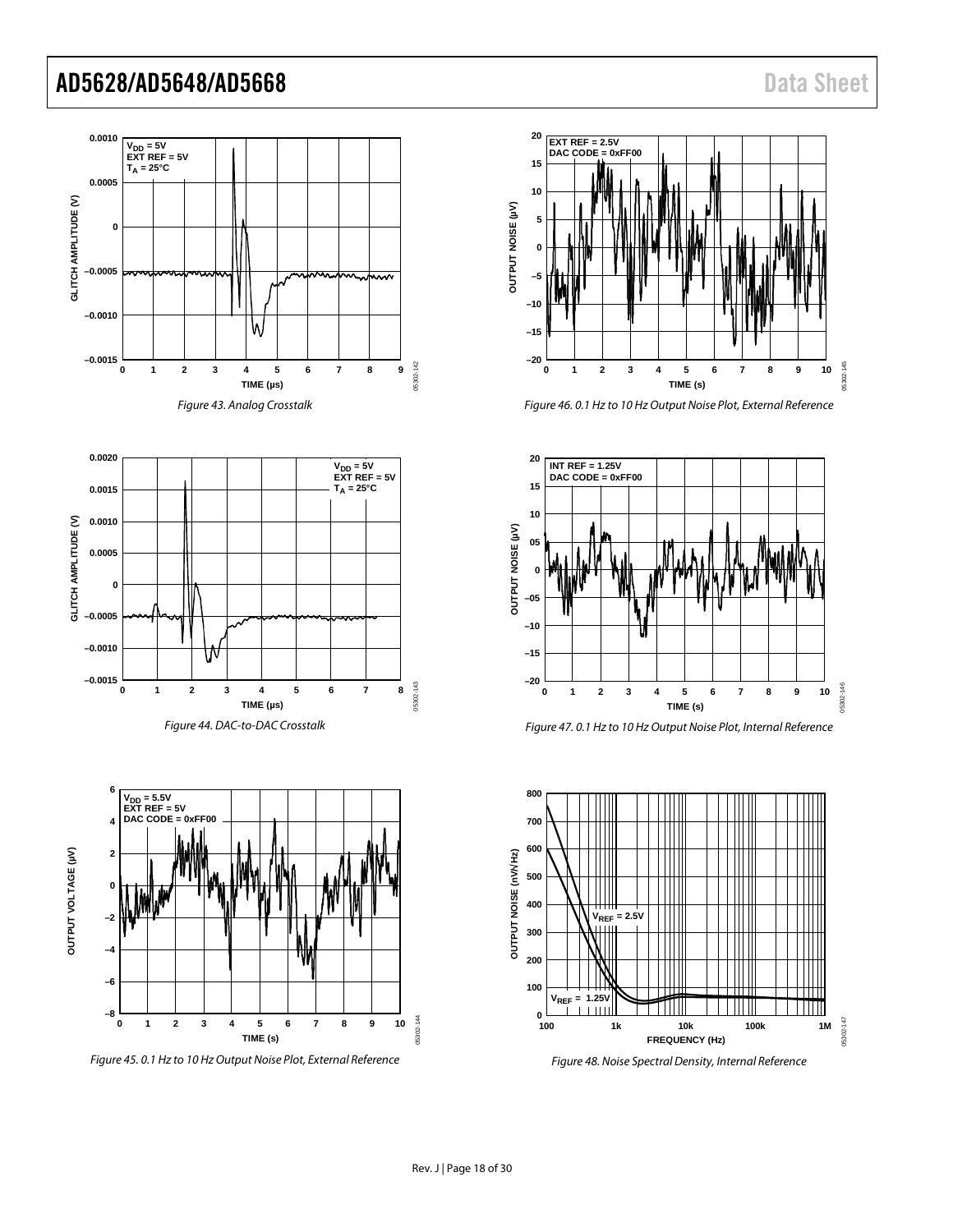$V_{DD}$ = 5V
EXT REF = 5V
$T_A$ = 25°C

GLITCH AMPLITUDE (V)

0.0010
0.0005
0
–0.0005
–0.0010
–0.0015

TIME (µs)

0 1 2 3 4 5 6 7 8 9

05302-142

*Figure 43. Analog Crosstalk*

$V_{DD}$ = 5V
EXT REF = 5V
$T_A$ = 25°C

GLITCH AMPLITUDE (V)

0.0020
0.0015
0.0010
0.0005
0
–0.0005
–0.0010
–0.0015

TIME (µs)

0 1 2 3 4 5 6 7 8

05302-143

*Figure 44. DAC-to-DAC Crosstalk*

$V_{DD}$ = 5.5V
EXT REF = 5V
DAC CODE = 0xFF00

OUTPUT VOLTAGE (µV)

6
4
2
0
–2
–4
–6
–8

TIME (s)

0 1 2 3 4 5 6 7 8 9 10

05302-144

*Figure 45. 0.1 Hz to 10 Hz Output Noise Plot, External Reference*

EXT REF = 2.5V
DAC CODE = 0xFF00

OUTPUT NOISE (µV)

20
15
10
5
0
–5
–10
–15
–20

TIME (s)

0 1 2 3 4 5 6 7 8 9 10

05302-145

*Figure 46. 0.1 Hz to 10 Hz Output Noise Plot, External Reference*

INT REF = 1.25V
DAC CODE = 0xFF00

OUTPUT NOISE (µV)

20
15
10
05
0
–05
–10
–15
–20

TIME (s)

0 1 2 3 4 5 6 7 8 9 10

05302-146

*Figure 47. 0.1 Hz to 10 Hz Output Noise Plot, Internal Reference*

OUTPUT NOISE (nV/√Hz)

800
700
600
500
400
300
200
100
0

$V_{REF}$ = 2.5V

$V_{REF}$ = 1.25V

FREQUENCY (Hz)

100 1k 10k 100k 1M

05302-147

*Figure 48. Noise Spectral Density, Internal Reference*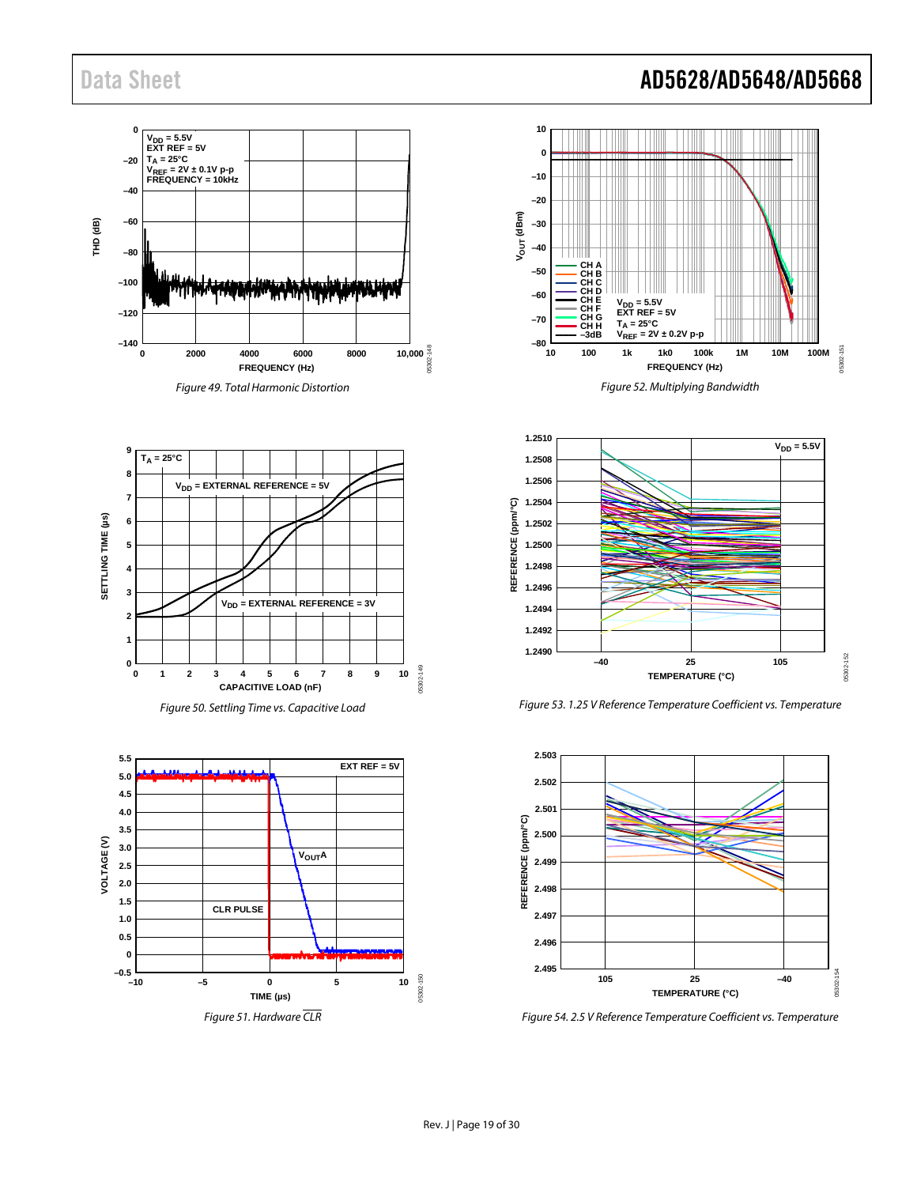THD (dB)

0
–20
–40
–60
–80
–100
–120
–140

0 2000 4000 6000 8000 10,000

FREQUENCY (Hz)

$V_{DD}$ = 5.5V
EXT REF = 5V
$T_A$ = 25°C
$V_{REF}$ = 2V ± 0.1V p-p
FREQUENCY = 10kHz

05302-148

*Figure 49. Total Harmonic Distortion*

SETTLING TIME (µs)

0 1 2 3 4 5 6 7 8 9

0 1 2 3 4 5 6 7 8 9 10

CAPACITIVE LOAD (nF)

$T_A$ = 25°C

$V_{DD}$ = EXTERNAL REFERENCE = 5V

$V_{DD}$ = EXTERNAL REFERENCE = 3V

05302-149

*Figure 50. Settling Time vs. Capacitive Load*

VOLTAGE (V)

5.5 5.0 4.5 4.0 3.5 3.0 2.5 2.0 1.5 1.0 0.5 0 –0.5

–10 –5 0 5 10

TIME (µs)

EXT REF = 5V

$V_{OUT}$A

CLR PULSE

05302-150

*Figure 51. Hardware $\overline{CLR}$*

$V_{OUT}$ (dBm)

10 0 –10 –20 –30 –40 –50 –60 –70 –80

10 100 1k 1k0 100k 1M 10M 100M

FREQUENCY (Hz)

CH A
CH B
CH C
CH D
CH E
CH F
CH G
CH H
–3dB

$V_{DD}$ = 5.5V
EXT REF = 5V
$T_A$ = 25°C
$V_{REF}$ = 2V ± 0.2V p-p

05302-151

*Figure 52. Multiplying Bandwidth*

REFERENCE (ppm/°C)

1.2510 1.2508 1.2506 1.2504 1.2502 1.2500 1.2498 1.2496 1.2494 1.2492 1.2490

–40 25 105

TEMPERATURE (°C)

$V_{DD}$ = 5.5V

05302-152

*Figure 53. 1.25 V Reference Temperature Coefficient vs. Temperature*

REFERENCE (ppm/°C)

2.503 2.502 2.501 2.500 2.499 2.498 2.497 2.496 2.495

105 25 –40

TEMPERATURE (°C)

05302-154

*Figure 54. 2.5 V Reference Temperature Coefficient vs. Temperature*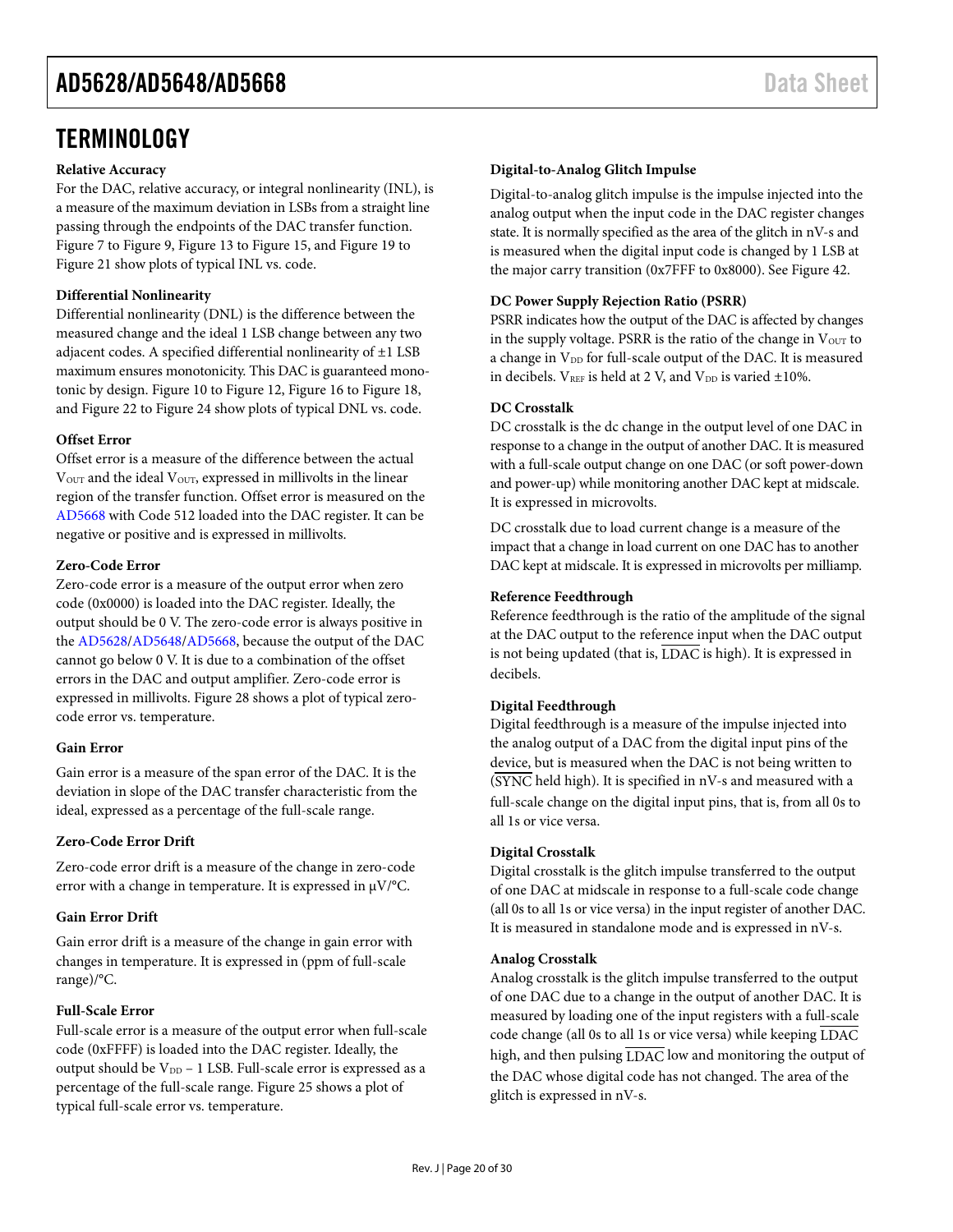# TERMINOLOGY

**Relative Accuracy**

For the DAC, relative accuracy, or integral nonlinearity (INL), is a measure of the maximum deviation in LSBs from a straight line passing through the endpoints of the DAC transfer function. Figure 7 to Figure 9, Figure 13 to Figure 15, and Figure 19 to Figure 21 show plots of typical INL vs. code.

**Differential Nonlinearity**

Differential nonlinearity (DNL) is the difference between the measured change and the ideal 1 LSB change between any two adjacent codes. A specified differential nonlinearity of ±1 LSB maximum ensures monotonicity. This DAC is guaranteed monotonic by design. Figure 10 to Figure 12, Figure 16 to Figure 18, and Figure 22 to Figure 24 show plots of typical DNL vs. code.

**Offset Error**

Offset error is a measure of the difference between the actual $V_{OUT}$ and the ideal $V_{OUT}$, expressed in millivolts in the linear region of the transfer function. Offset error is measured on the AD5668 with Code 512 loaded into the DAC register. It can be negative or positive and is expressed in millivolts.

**Zero-Code Error**

Zero-code error is a measure of the output error when zero code (0x0000) is loaded into the DAC register. Ideally, the output should be 0 V. The zero-code error is always positive in the AD5628/AD5648/AD5668, because the output of the DAC cannot go below 0 V. It is due to a combination of the offset errors in the DAC and output amplifier. Zero-code error is expressed in millivolts. Figure 28 shows a plot of typical zero-code error vs. temperature.

**Gain Error**

Gain error is a measure of the span error of the DAC. It is the deviation in slope of the DAC transfer characteristic from the ideal, expressed as a percentage of the full-scale range.

**Zero-Code Error Drift**

Zero-code error drift is a measure of the change in zero-code error with a change in temperature. It is expressed in μV/°C.

**Gain Error Drift**

Gain error drift is a measure of the change in gain error with changes in temperature. It is expressed in (ppm of full-scale range)/°C.

**Full-Scale Error**

Full-scale error is a measure of the output error when full-scale code (0xFFFF) is loaded into the DAC register. Ideally, the output should be $V_{DD}$ − 1 LSB. Full-scale error is expressed as a percentage of the full-scale range. Figure 25 shows a plot of typical full-scale error vs. temperature.

**Digital-to-Analog Glitch Impulse**

Digital-to-analog glitch impulse is the impulse injected into the analog output when the input code in the DAC register changes state. It is normally specified as the area of the glitch in nV-s and is measured when the digital input code is changed by 1 LSB at the major carry transition (0x7FFF to 0x8000). See Figure 42.

**DC Power Supply Rejection Ratio (PSRR)**

PSRR indicates how the output of the DAC is affected by changes in the supply voltage. PSRR is the ratio of the change in $V_{OUT}$ to a change in $V_{DD}$ for full-scale output of the DAC. It is measured in decibels. $V_{REF}$ is held at 2 V, and $V_{DD}$ is varied ±10%.

**DC Crosstalk**

DC crosstalk is the dc change in the output level of one DAC in response to a change in the output of another DAC. It is measured with a full-scale output change on one DAC (or soft power-down and power-up) while monitoring another DAC kept at midscale. It is expressed in microvolts.

DC crosstalk due to load current change is a measure of the impact that a change in load current on one DAC has to another DAC kept at midscale. It is expressed in microvolts per milliamp.

**Reference Feedthrough**

Reference feedthrough is the ratio of the amplitude of the signal at the DAC output to the reference input when the DAC output is not being updated (that is, $\overline{\text{LDAC}}$ is high). It is expressed in decibels.

**Digital Feedthrough**

Digital feedthrough is a measure of the impulse injected into the analog output of a DAC from the digital input pins of the device, but is measured when the DAC is not being written to ($\overline{\text{SYNC}}$ held high). It is specified in nV-s and measured with a full-scale change on the digital input pins, that is, from all 0s to all 1s or vice versa.

**Digital Crosstalk**

Digital crosstalk is the glitch impulse transferred to the output of one DAC at midscale in response to a full-scale code change (all 0s to all 1s or vice versa) in the input register of another DAC. It is measured in standalone mode and is expressed in nV-s.

**Analog Crosstalk**

Analog crosstalk is the glitch impulse transferred to the output of one DAC due to a change in the output of another DAC. It is measured by loading one of the input registers with a full-scale code change (all 0s to all 1s or vice versa) while keeping $\overline{\text{LDAC}}$ high, and then pulsing $\overline{\text{LDAC}}$ low and monitoring the output of the DAC whose digital code has not changed. The area of the glitch is expressed in nV-s.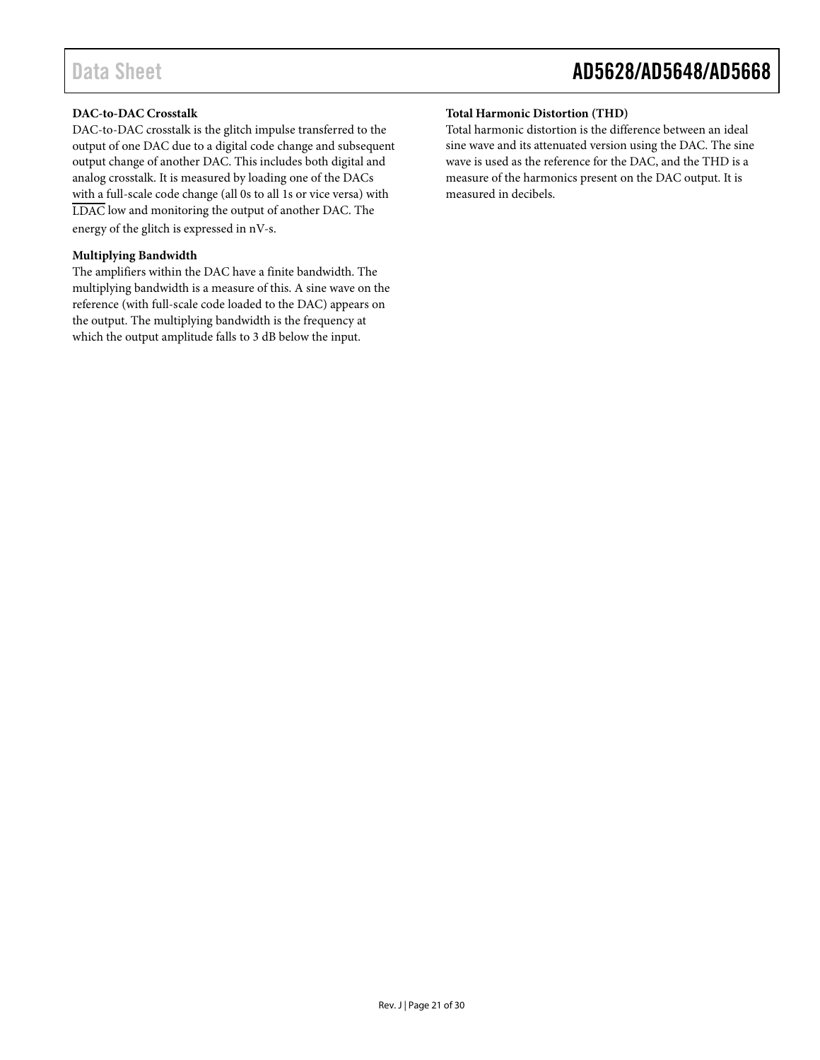### DAC-to-DAC Crosstalk

DAC-to-DAC crosstalk is the glitch impulse transferred to the output of one DAC due to a digital code change and subsequent output change of another DAC. This includes both digital and analog crosstalk. It is measured by loading one of the DACs with a full-scale code change (all 0s to all 1s or vice versa) with $\overline{\text{LDAC}}$ low and monitoring the output of another DAC. The energy of the glitch is expressed in nV-s.

### Multiplying Bandwidth

The amplifiers within the DAC have a finite bandwidth. The multiplying bandwidth is a measure of this. A sine wave on the reference (with full-scale code loaded to the DAC) appears on the output. The multiplying bandwidth is the frequency at which the output amplitude falls to 3 dB below the input.

### Total Harmonic Distortion (THD)

Total harmonic distortion is the difference between an ideal sine wave and its attenuated version using the DAC. The sine wave is used as the reference for the DAC, and the THD is a measure of the harmonics present on the DAC output. It is measured in decibels.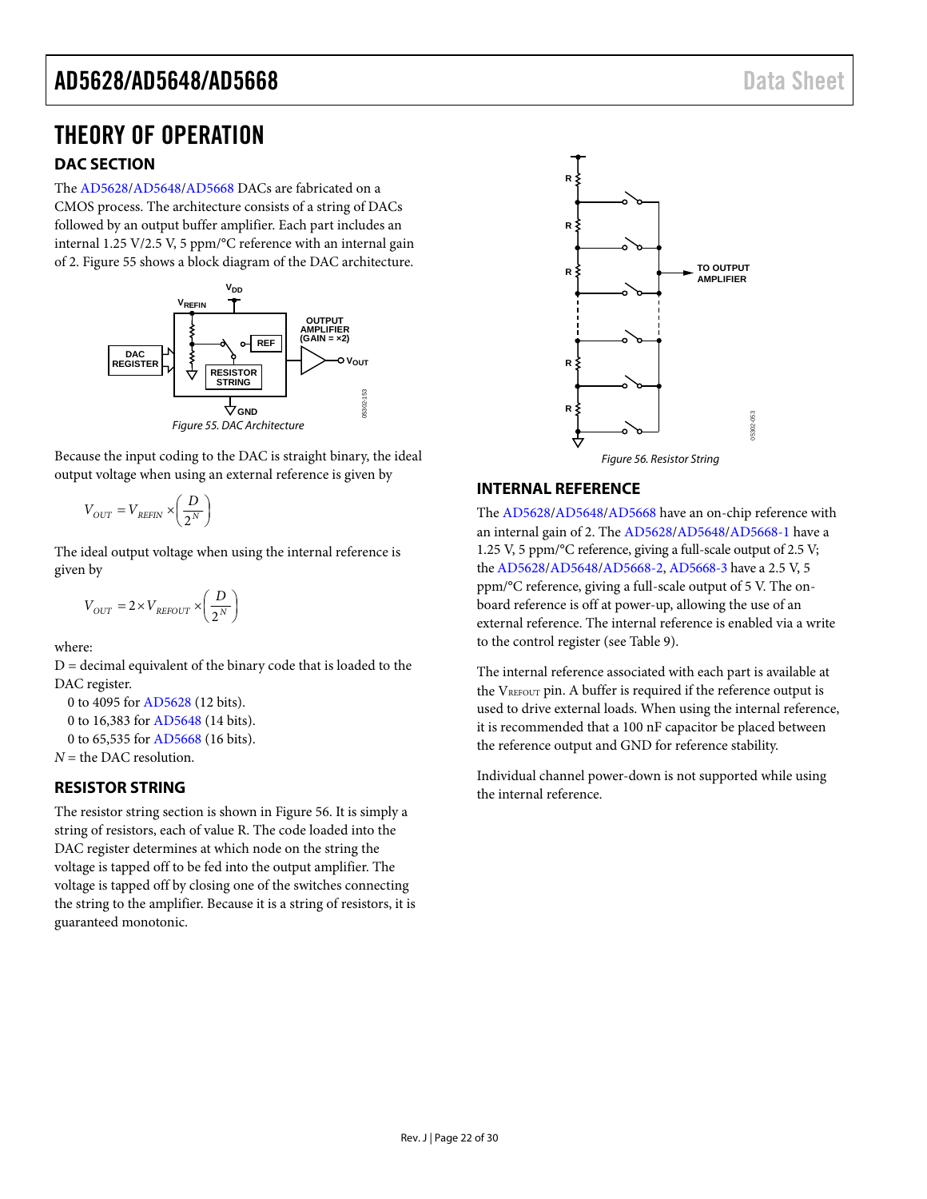# THEORY OF OPERATION

## DAC SECTION

The AD5628/AD5648/AD5668 DACs are fabricated on a CMOS process. The architecture consists of a string of DACs followed by an output buffer amplifier. Each part includes an internal 1.25 V/2.5 V, 5 ppm/°C reference with an internal gain of 2. Figure 55 shows a block diagram of the DAC architecture.

$V_{DD}$
$V_{REFIN}$
OUTPUT AMPLIFIER (GAIN = ×2)
REF
DAC REGISTER
$V_{OUT}$
RESISTOR STRING
GND
05302-153

Figure 55. DAC Architecture

Because the input coding to the DAC is straight binary, the ideal output voltage when using an external reference is given by

$$V_{OUT} = V_{REFIN} \times \left(\frac{D}{2^N}\right)$$

The ideal output voltage when using the internal reference is given by

$$V_{OUT} = 2 \times V_{REFOUT} \times \left(\frac{D}{2^N}\right)$$

where:

D = decimal equivalent of the binary code that is loaded to the DAC register.

- 0 to 4095 for AD5628 (12 bits).
- 0 to 16,383 for AD5648 (14 bits).
- 0 to 65,535 for AD5668 (16 bits).

$N$ = the DAC resolution.

## RESISTOR STRING

The resistor string section is shown in Figure 56. It is simply a string of resistors, each of value R. The code loaded into the DAC register determines at which node on the string the voltage is tapped off to be fed into the output amplifier. The voltage is tapped off by closing one of the switches connecting the string to the amplifier. Because it is a string of resistors, it is guaranteed monotonic.

R
R
R
TO OUTPUT AMPLIFIER
R
R
05302-053

Figure 56. Resistor String

## INTERNAL REFERENCE

The AD5628/AD5648/AD5668 have an on-chip reference with an internal gain of 2. The AD5628/AD5648/AD5668-1 have a 1.25 V, 5 ppm/°C reference, giving a full-scale output of 2.5 V; the AD5628/AD5648/AD5668-2, AD5668-3 have a 2.5 V, 5 ppm/°C reference, giving a full-scale output of 5 V. The on-board reference is off at power-up, allowing the use of an external reference. The internal reference is enabled via a write to the control register (see Table 9).

The internal reference associated with each part is available at the $V_{REFOUT}$ pin. A buffer is required if the reference output is used to drive external loads. When using the internal reference, it is recommended that a 100 nF capacitor be placed between the reference output and GND for reference stability.

Individual channel power-down is not supported while using the internal reference.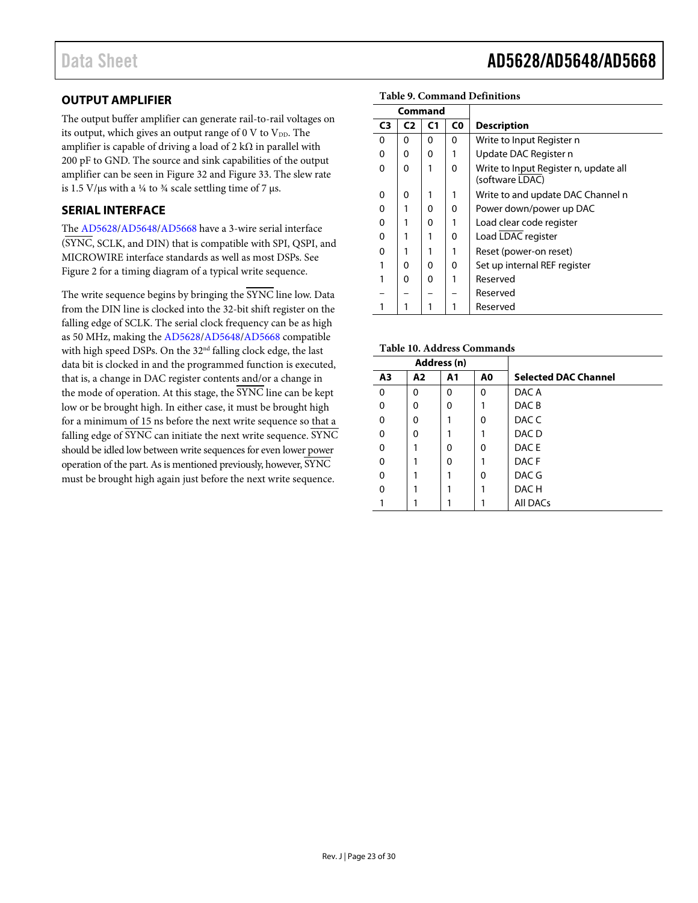## OUTPUT AMPLIFIER

The output buffer amplifier can generate rail-to-rail voltages on its output, which gives an output range of 0 V to $V_{DD}$. The amplifier is capable of driving a load of 2 kΩ in parallel with 200 pF to GND. The source and sink capabilities of the output amplifier can be seen in Figure 32 and Figure 33. The slew rate is 1.5 V/µs with a ¼ to ¾ scale settling time of 7 µs.

## SERIAL INTERFACE

The AD5628/AD5648/AD5668 have a 3-wire serial interface (SYNC, SCLK, and DIN) that is compatible with SPI, QSPI, and MICROWIRE interface standards as well as most DSPs. See Figure 2 for a timing diagram of a typical write sequence.

The write sequence begins by bringing the SYNC line low. Data from the DIN line is clocked into the 32-bit shift register on the falling edge of SCLK. The serial clock frequency can be as high as 50 MHz, making the AD5628/AD5648/AD5668 compatible with high speed DSPs. On the 32nd falling clock edge, the last data bit is clocked in and the programmed function is executed, that is, a change in DAC register contents and/or a change in the mode of operation. At this stage, the SYNC line can be kept low or be brought high. In either case, it must be brought high for a minimum of 15 ns before the next write sequence so that a falling edge of SYNC can initiate the next write sequence. SYNC should be idled low between write sequences for even lower power operation of the part. As is mentioned previously, however, SYNC must be brought high again just before the next write sequence.

**Table 9. Command Definitions**

| Command | | | | |
|---|---|---|---|---|
| C3 | C2 | C1 | C0 | Description |
| 0 | 0 | 0 | 0 | Write to Input Register n |
| 0 | 0 | 0 | 1 | Update DAC Register n |
| 0 | 0 | 1 | 0 | Write to Input Register n, update all (software LDAC) |
| 0 | 0 | 1 | 1 | Write to and update DAC Channel n |
| 0 | 1 | 0 | 0 | Power down/power up DAC |
| 0 | 1 | 0 | 1 | Load clear code register |
| 0 | 1 | 1 | 0 | Load LDAC register |
| 0 | 1 | 1 | 1 | Reset (power-on reset) |
| 1 | 0 | 0 | 0 | Set up internal REF register |
| 1 | 0 | 0 | 1 | Reserved |
| – | – | – | – | Reserved |
| 1 | 1 | 1 | 1 | Reserved |

**Table 10. Address Commands**

| Address (n) | | | | |
|---|---|---|---|---|
| A3 | A2 | A1 | A0 | Selected DAC Channel |
| 0 | 0 | 0 | 0 | DAC A |
| 0 | 0 | 0 | 1 | DAC B |
| 0 | 0 | 1 | 0 | DAC C |
| 0 | 0 | 1 | 1 | DAC D |
| 0 | 1 | 0 | 0 | DAC E |
| 0 | 1 | 0 | 1 | DAC F |
| 0 | 1 | 1 | 0 | DAC G |
| 0 | 1 | 1 | 1 | DAC H |
| 1 | 1 | 1 | 1 | All DACs |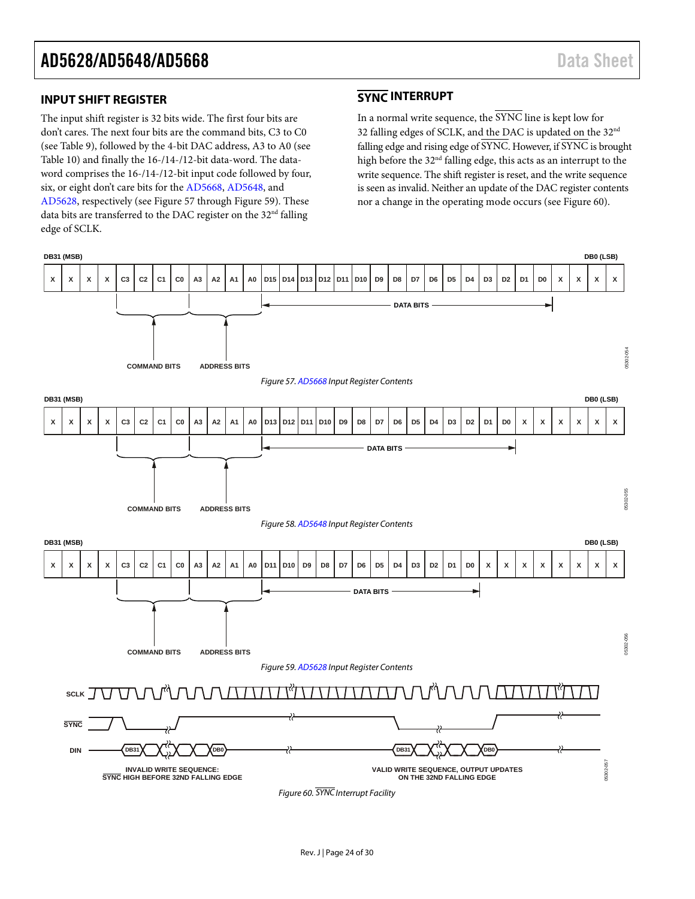## INPUT SHIFT REGISTER

The input shift register is 32 bits wide. The first four bits are don't cares. The next four bits are the command bits, C3 to C0 (see Table 9), followed by the 4-bit DAC address, A3 to A0 (see Table 10) and finally the 16-/14-/12-bit data-word. The data-word comprises the 16-/14-/12-bit input code followed by four, six, or eight don't care bits for the AD5668, AD5648, and AD5628, respectively (see Figure 57 through Figure 59). These data bits are transferred to the DAC register on the 32nd falling edge of SCLK.

## SYNC INTERRUPT

In a normal write sequence, the SYNC line is kept low for 32 falling edges of SCLK, and the DAC is updated on the 32nd falling edge and rising edge of SYNC. However, if SYNC is brought high before the 32nd falling edge, this acts as an interrupt to the write sequence. The shift register is reset, and the write sequence is seen as invalid. Neither an update of the DAC register contents nor a change in the operating mode occurs (see Figure 60).

DB31 (MSB)

DB0 (LSB)

| | | | | | | | | | | | | | | | | | | | | | | | | | | | | | | | |
|---|---|---|---|---|---|---|---|---|---|---|---|---|---|---|---|---|---|---|---|---|---|---|---|---|---|---|---|---|---|---|---|
| X | X | X | X | C3 | C2 | C1 | C0 | A3 | A2 | A1 | A0 | D15 | D14 | D13 | D12 | D11 | D10 | D9 | D8 | D7 | D6 | D5 | D4 | D3 | D2 | D1 | D0 | X | X | X | X |

COMMAND BITS

ADDRESS BITS

DATA BITS

05302-054

Figure 57. AD5668 Input Register Contents

DB31 (MSB)

DB0 (LSB)

| | | | | | | | | | | | | | | | | | | | | | | | | | | | | | | | |
|---|---|---|---|---|---|---|---|---|---|---|---|---|---|---|---|---|---|---|---|---|---|---|---|---|---|---|---|---|---|---|---|
| X | X | X | X | C3 | C2 | C1 | C0 | A3 | A2 | A1 | A0 | D13 | D12 | D11 | D10 | D9 | D8 | D7 | D6 | D5 | D4 | D3 | D2 | D1 | D0 | X | X | X | X | X | X |

COMMAND BITS

ADDRESS BITS

DATA BITS

05302-055

Figure 58. AD5648 Input Register Contents

DB31 (MSB)

DB0 (LSB)

| | | | | | | | | | | | | | | | | | | | | | | | | | | | | | | | |
|---|---|---|---|---|---|---|---|---|---|---|---|---|---|---|---|---|---|---|---|---|---|---|---|---|---|---|---|---|---|---|---|
| X | X | X | X | C3 | C2 | C1 | C0 | A3 | A2 | A1 | A0 | D11 | D10 | D9 | D8 | D7 | D6 | D5 | D4 | D3 | D2 | D1 | D0 | X | X | X | X | X | X | X | X |

COMMAND BITS

ADDRESS BITS

DATA BITS

05302-056

Figure 59. AD5628 Input Register Contents

SCLK

SYNC

DIN

DB31

DB0

DB31

DB0

INVALID WRITE SEQUENCE:
SYNC HIGH BEFORE 32ND FALLING EDGE

VALID WRITE SEQUENCE, OUTPUT UPDATES
ON THE 32ND FALLING EDGE

05302-057

Figure 60. SYNC Interrupt Facility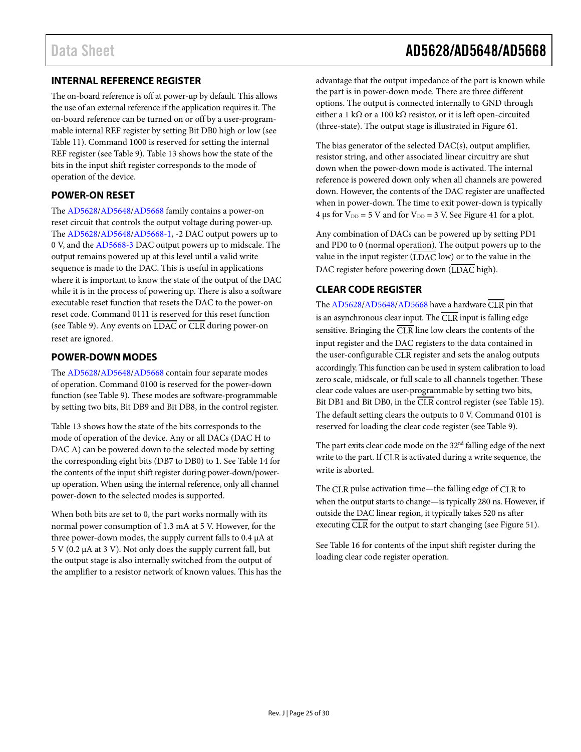## INTERNAL REFERENCE REGISTER

The on-board reference is off at power-up by default. This allows the use of an external reference if the application requires it. The on-board reference can be turned on or off by a user-programmable internal REF register by setting Bit DB0 high or low (see Table 11). Command 1000 is reserved for setting the internal REF register (see Table 9). Table 13 shows how the state of the bits in the input shift register corresponds to the mode of operation of the device.

## POWER-ON RESET

The AD5628/AD5648/AD5668 family contains a power-on reset circuit that controls the output voltage during power-up. The AD5628/AD5648/AD5668-1, -2 DAC output powers up to 0 V, and the AD5668-3 DAC output powers up to midscale. The output remains powered up at this level until a valid write sequence is made to the DAC. This is useful in applications where it is important to know the state of the output of the DAC while it is in the process of powering up. There is also a software executable reset function that resets the DAC to the power-on reset code. Command 0111 is reserved for this reset function (see Table 9). Any events on $\overline{\text{LDAC}}$ or $\overline{\text{CLR}}$ during power-on reset are ignored.

## POWER-DOWN MODES

The AD5628/AD5648/AD5668 contain four separate modes of operation. Command 0100 is reserved for the power-down function (see Table 9). These modes are software-programmable by setting two bits, Bit DB9 and Bit DB8, in the control register.

Table 13 shows how the state of the bits corresponds to the mode of operation of the device. Any or all DACs (DAC H to DAC A) can be powered down to the selected mode by setting the corresponding eight bits (DB7 to DB0) to 1. See Table 14 for the contents of the input shift register during power-down/power-up operation. When using the internal reference, only all channel power-down to the selected modes is supported.

When both bits are set to 0, the part works normally with its normal power consumption of 1.3 mA at 5 V. However, for the three power-down modes, the supply current falls to 0.4 µA at 5 V (0.2 µA at 3 V). Not only does the supply current fall, but the output stage is also internally switched from the output of the amplifier to a resistor network of known values. This has the advantage that the output impedance of the part is known while the part is in power-down mode. There are three different options. The output is connected internally to GND through either a 1 kΩ or a 100 kΩ resistor, or it is left open-circuited (three-state). The output stage is illustrated in Figure 61.

The bias generator of the selected DAC(s), output amplifier, resistor string, and other associated linear circuitry are shut down when the power-down mode is activated. The internal reference is powered down only when all channels are powered down. However, the contents of the DAC register are unaffected when in power-down. The time to exit power-down is typically 4 µs for $V_{DD}$ = 5 V and for $V_{DD}$ = 3 V. See Figure 41 for a plot.

Any combination of DACs can be powered up by setting PD1 and PD0 to 0 (normal operation). The output powers up to the value in the input register ($\overline{\text{LDAC}}$ low) or to the value in the DAC register before powering down ($\overline{\text{LDAC}}$ high).

## CLEAR CODE REGISTER

The AD5628/AD5648/AD5668 have a hardware $\overline{\text{CLR}}$ pin that is an asynchronous clear input. The $\overline{\text{CLR}}$ input is falling edge sensitive. Bringing the $\overline{\text{CLR}}$ line low clears the contents of the input register and the DAC registers to the data contained in the user-configurable $\overline{\text{CLR}}$ register and sets the analog outputs accordingly. This function can be used in system calibration to load zero scale, midscale, or full scale to all channels together. These clear code values are user-programmable by setting two bits, Bit DB1 and Bit DB0, in the $\overline{\text{CLR}}$ control register (see Table 15). The default setting clears the outputs to 0 V. Command 0101 is reserved for loading the clear code register (see Table 9).

The part exits clear code mode on the 32nd falling edge of the next write to the part. If $\overline{\text{CLR}}$ is activated during a write sequence, the write is aborted.

The $\overline{\text{CLR}}$ pulse activation time—the falling edge of $\overline{\text{CLR}}$ to when the output starts to change—is typically 280 ns. However, if outside the DAC linear region, it typically takes 520 ns after executing $\overline{\text{CLR}}$ for the output to start changing (see Figure 51).

See Table 16 for contents of the input shift register during the loading clear code register operation.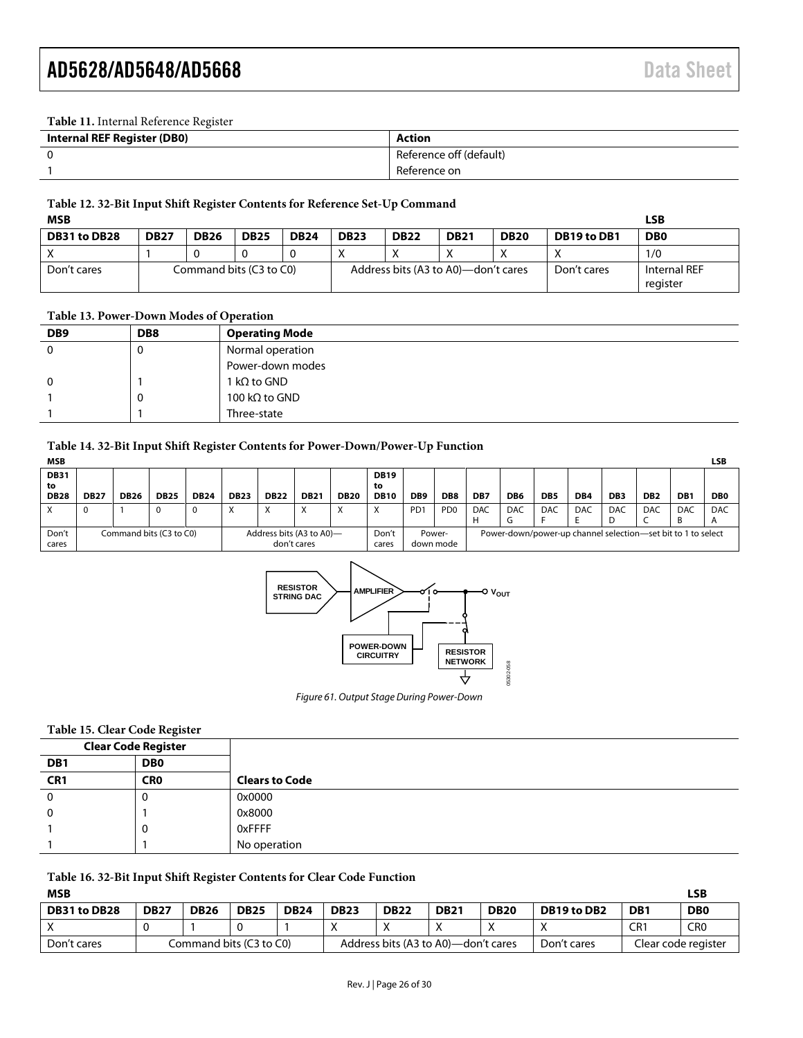**Table 11.** Internal Reference Register

| Internal REF Register (DB0) | Action |
|---|---|
| 0 | Reference off (default) |
| 1 | Reference on |

**Table 12. 32-Bit Input Shift Register Contents for Reference Set-Up Command**

| MSB | | | | | | | | | | LSB |
|---|---|---|---|---|---|---|---|---|---|---|
| DB31 to DB28 | DB27 | DB26 | DB25 | DB24 | DB23 | DB22 | DB21 | DB20 | DB19 to DB1 | DB0 |
| X | 1 | 0 | 0 | 0 | X | X | X | X | X | 1/0 |
| Don't cares | Command bits (C3 to C0) | | | | Address bits (A3 to A0)—don't cares | | | | Don't cares | Internal REF register |

**Table 13. Power-Down Modes of Operation**

| DB9 | DB8 | Operating Mode |
|---|---|---|
| 0 | 0 | Normal operation |
| | | Power-down modes |
| 0 | 1 | 1 kΩ to GND |
| 1 | 0 | 100 kΩ to GND |
| 1 | 1 | Three-state |

**Table 14. 32-Bit Input Shift Register Contents for Power-Down/Power-Up Function**

| MSB | | | | | | | | | | | | | | | | | | | LSB |
|---|---|---|---|---|---|---|---|---|---|---|---|---|---|---|---|---|---|---|---|
| DB31 to DB28 | DB27 | DB26 | DB25 | DB24 | DB23 | DB22 | DB21 | DB20 | DB19 to DB10 | DB9 | DB8 | DB7 | DB6 | DB5 | DB4 | DB3 | DB2 | DB1 | DB0 |
| X | 0 | 1 | 0 | 0 | X | X | X | X | X | PD1 | PD0 | DAC H | DAC G | DAC F | DAC E | DAC D | DAC C | DAC B | DAC A |
| Don't cares | Command bits (C3 to C0) | | | | Address bits (A3 to A0)—don't cares | | | | Don't cares | Power-down mode | | Power-down/power-up channel selection—set bit to 1 to select | | | | | | | |

RESISTOR STRING DAC
AMPLIFIER
$V_{OUT}$
POWER-DOWN CIRCUITRY
RESISTOR NETWORK
05302-058

*Figure 61. Output Stage During Power-Down*

**Table 15. Clear Code Register**

| Clear Code Register | | |
|---|---|---|
| DB1 | DB0 | |
| CR1 | CR0 | Clears to Code |
| 0 | 0 | 0x0000 |
| 0 | 1 | 0x8000 |
| 1 | 0 | 0xFFFF |
| 1 | 1 | No operation |

**Table 16. 32-Bit Input Shift Register Contents for Clear Code Function**

| MSB | | | | | | | | | | | LSB |
|---|---|---|---|---|---|---|---|---|---|---|---|
| DB31 to DB28 | DB27 | DB26 | DB25 | DB24 | DB23 | DB22 | DB21 | DB20 | DB19 to DB2 | DB1 | DB0 |
| X | 0 | 1 | 0 | 1 | X | X | X | X | X | CR1 | CR0 |
| Don't cares | Command bits (C3 to C0) | | | | Address bits (A3 to A0)—don't cares | | | | Don't cares | Clear code register | |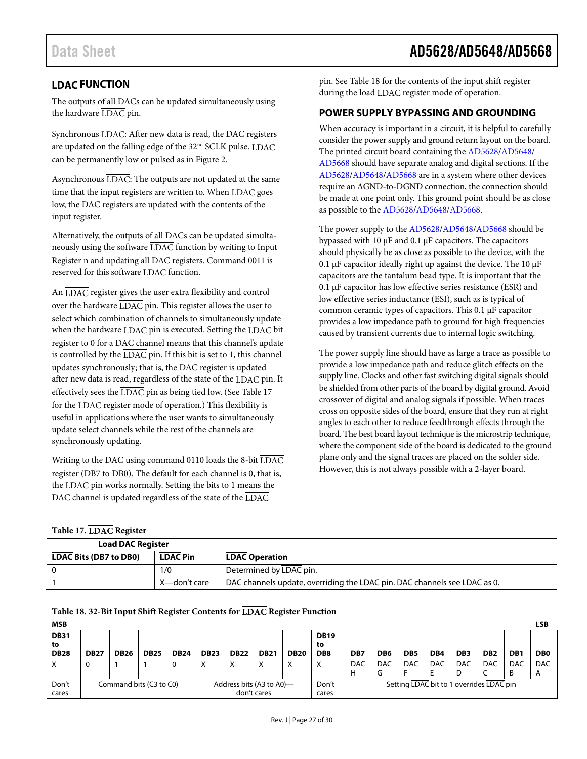## LDAC FUNCTION

The outputs of all DACs can be updated simultaneously using the hardware LDAC pin.

Synchronous LDAC: After new data is read, the DAC registers are updated on the falling edge of the 32nd SCLK pulse. LDAC can be permanently low or pulsed as in Figure 2.

Asynchronous LDAC: The outputs are not updated at the same time that the input registers are written to. When LDAC goes low, the DAC registers are updated with the contents of the input register.

Alternatively, the outputs of all DACs can be updated simultaneously using the software LDAC function by writing to Input Register n and updating all DAC registers. Command 0011 is reserved for this software LDAC function.

An LDAC register gives the user extra flexibility and control over the hardware LDAC pin. This register allows the user to select which combination of channels to simultaneously update when the hardware LDAC pin is executed. Setting the LDAC bit register to 0 for a DAC channel means that this channel's update is controlled by the LDAC pin. If this bit is set to 1, this channel updates synchronously; that is, the DAC register is updated after new data is read, regardless of the state of the LDAC pin. It effectively sees the LDAC pin as being tied low. (See Table 17 for the LDAC register mode of operation.) This flexibility is useful in applications where the user wants to simultaneously update select channels while the rest of the channels are synchronously updating.

Writing to the DAC using command 0110 loads the 8-bit LDAC register (DB7 to DB0). The default for each channel is 0, that is, the LDAC pin works normally. Setting the bits to 1 means the DAC channel is updated regardless of the state of the LDAC pin. See Table 18 for the contents of the input shift register during the load LDAC register mode of operation.

## POWER SUPPLY BYPASSING AND GROUNDING

When accuracy is important in a circuit, it is helpful to carefully consider the power supply and ground return layout on the board. The printed circuit board containing the AD5628/AD5648/AD5668 should have separate analog and digital sections. If the AD5628/AD5648/AD5668 are in a system where other devices require an AGND-to-DGND connection, the connection should be made at one point only. This ground point should be as close as possible to the AD5628/AD5648/AD5668.

The power supply to the AD5628/AD5648/AD5668 should be bypassed with 10 µF and 0.1 µF capacitors. The capacitors should physically be as close as possible to the device, with the 0.1 µF capacitor ideally right up against the device. The 10 µF capacitors are the tantalum bead type. It is important that the 0.1 µF capacitor has low effective series resistance (ESR) and low effective series inductance (ESI), such as is typical of common ceramic types of capacitors. This 0.1 µF capacitor provides a low impedance path to ground for high frequencies caused by transient currents due to internal logic switching.

The power supply line should have as large a trace as possible to provide a low impedance path and reduce glitch effects on the supply line. Clocks and other fast switching digital signals should be shielded from other parts of the board by digital ground. Avoid crossover of digital and analog signals if possible. When traces cross on opposite sides of the board, ensure that they run at right angles to each other to reduce feedthrough effects through the board. The best board layout technique is the microstrip technique, where the component side of the board is dedicated to the ground plane only and the signal traces are placed on the solder side. However, this is not always possible with a 2-layer board.

**Table 17. LDAC Register**

| Load DAC Register | | |
|---|---|---|
| **LDAC Bits (DB7 to DB0)** | **LDAC Pin** | **LDAC Operation** |
| 0 | 1/0 | Determined by LDAC pin. |
| 1 | X—don't care | DAC channels update, overriding the LDAC pin. DAC channels see LDAC as 0. |

**Table 18. 32-Bit Input Shift Register Contents for LDAC Register Function**

| MSB | | | | | | | | | | | | | | | | | LSB |
|---|---|---|---|---|---|---|---|---|---|---|---|---|---|---|---|---|---|
| **DB31 to DB28** | **DB27** | **DB26** | **DB25** | **DB24** | **DB23** | **DB22** | **DB21** | **DB20** | **DB19 to DB8** | **DB7** | **DB6** | **DB5** | **DB4** | **DB3** | **DB2** | **DB1** | **DB0** |
| X | 0 | 1 | 1 | 0 | X | X | X | X | X | DAC H | DAC G | DAC F | DAC E | DAC D | DAC C | DAC B | DAC A |
| Don't cares | Command bits (C3 to C0) | | | | Address bits (A3 to A0)—don't cares | | | | Don't cares | Setting LDAC bit to 1 overrides LDAC pin | | | | | | | |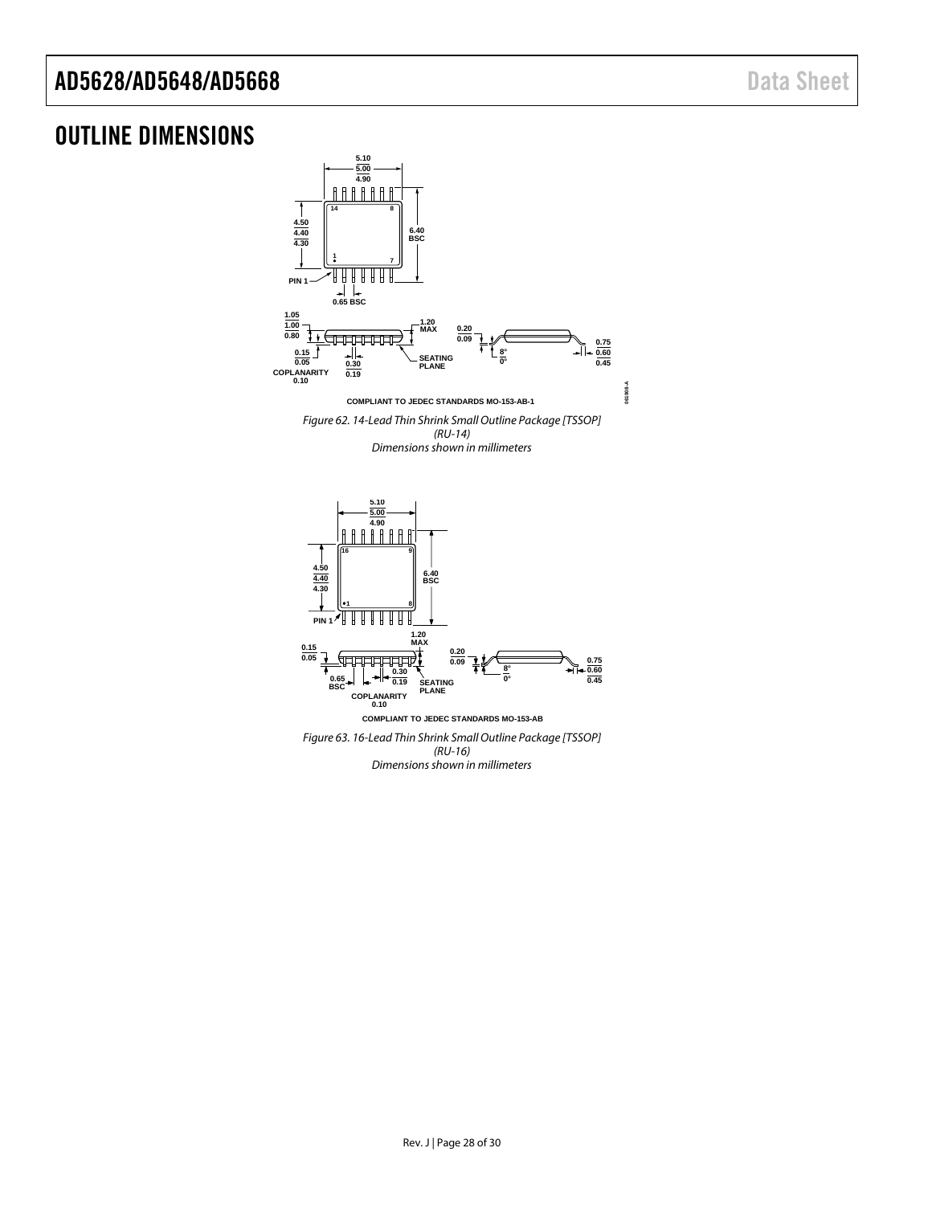# OUTLINE DIMENSIONS

5.10
5.00
4.90

14
8
1
7

4.50
4.40
4.30

6.40
BSC

PIN 1

0.65 BSC

1.05
1.00
0.80

1.20
MAX

0.20
0.09

0.75
0.60
0.45

8°
0°

0.15
0.05

0.30
0.19

SEATING
PLANE

COPLANARITY
0.10

COMPLIANT TO JEDEC STANDARDS MO-153-AB-1

061908-A

*Figure 62. 14-Lead Thin Shrink Small Outline Package [TSSOP]*
*(RU-14)*
*Dimensions shown in millimeters*

5.10
5.00
4.90

16
9
1
8

4.50
4.40
4.30

6.40
BSC

PIN 1

1.20
MAX

0.15
0.05

0.20
0.09

0.75
0.60
0.45

8°
0°

0.30
0.19

0.65
BSC

SEATING
PLANE

COPLANARITY
0.10

COMPLIANT TO JEDEC STANDARDS MO-153-AB

*Figure 63. 16-Lead Thin Shrink Small Outline Package [TSSOP]*
*(RU-16)*
*Dimensions shown in millimeters*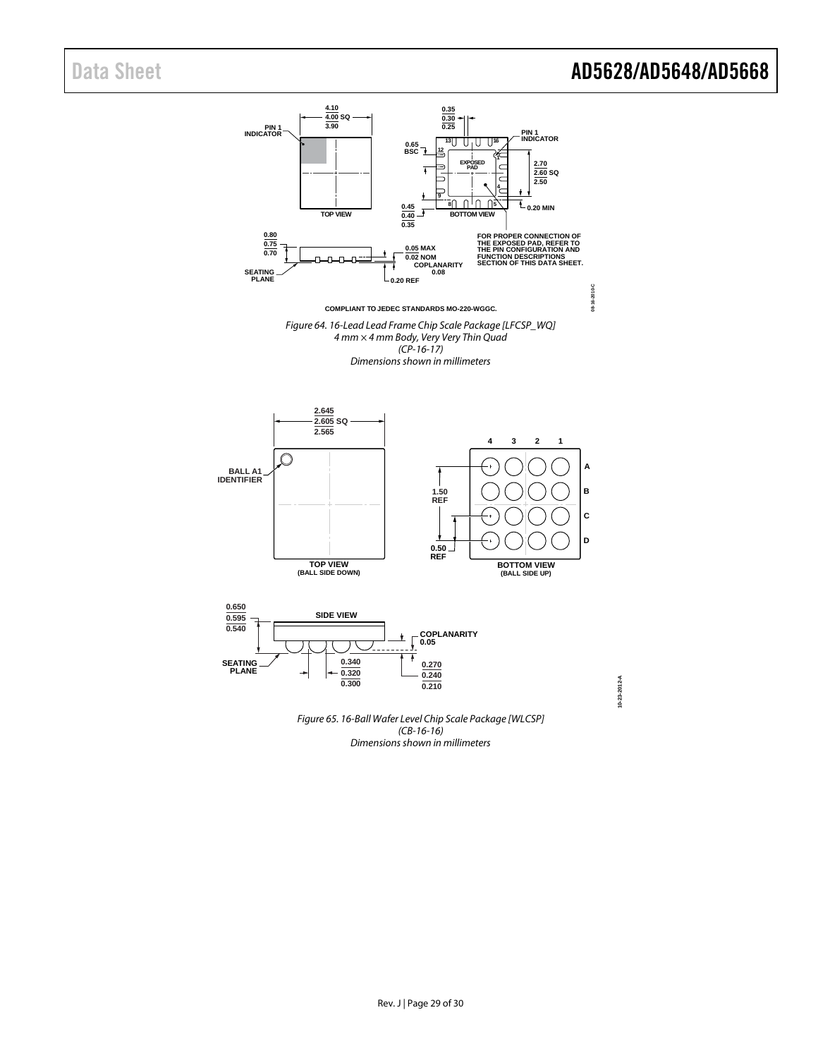COMPLIANT TO JEDEC STANDARDS MO-220-WGGC.

*Figure 64. 16-Lead Lead Frame Chip Scale Package [LFCSP_WQ]*
*4 mm × 4 mm Body, Very Very Thin Quad*
*(CP-16-17)*
*Dimensions shown in millimeters*

*Figure 65. 16-Ball Wafer Level Chip Scale Package [WLCSP]*
*(CB-16-16)*
*Dimensions shown in millimeters*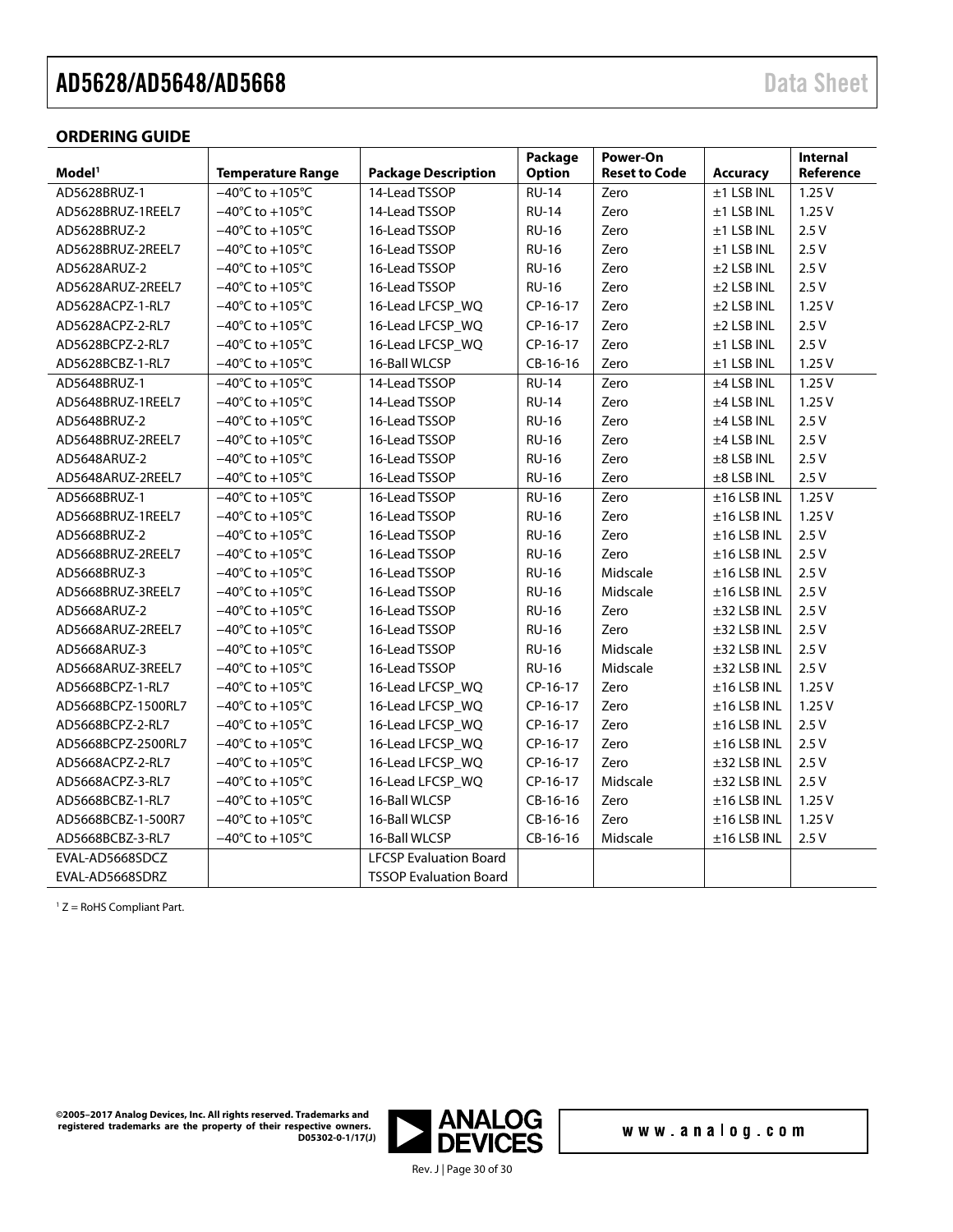## ORDERING GUIDE

| Model[1] | Temperature Range | Package Description | Package Option | Power-On Reset to Code | Accuracy | Internal Reference |
|---|---|---|---|---|---|---|
| AD5628BRUZ-1 | −40°C to +105°C | 14-Lead TSSOP | RU-14 | Zero | ±1 LSB INL | 1.25 V |
| AD5628BRUZ-1REEL7 | −40°C to +105°C | 14-Lead TSSOP | RU-14 | Zero | ±1 LSB INL | 1.25 V |
| AD5628BRUZ-2 | −40°C to +105°C | 16-Lead TSSOP | RU-16 | Zero | ±1 LSB INL | 2.5 V |
| AD5628BRUZ-2REEL7 | −40°C to +105°C | 16-Lead TSSOP | RU-16 | Zero | ±1 LSB INL | 2.5 V |
| AD5628ARUZ-2 | −40°C to +105°C | 16-Lead TSSOP | RU-16 | Zero | ±2 LSB INL | 2.5 V |
| AD5628ARUZ-2REEL7 | −40°C to +105°C | 16-Lead TSSOP | RU-16 | Zero | ±2 LSB INL | 2.5 V |
| AD5628ACPZ-1-RL7 | −40°C to +105°C | 16-Lead LFCSP_WQ | CP-16-17 | Zero | ±2 LSB INL | 1.25 V |
| AD5628ACPZ-2-RL7 | −40°C to +105°C | 16-Lead LFCSP_WQ | CP-16-17 | Zero | ±2 LSB INL | 2.5 V |
| AD5628BCPZ-2-RL7 | −40°C to +105°C | 16-Lead LFCSP_WQ | CP-16-17 | Zero | ±1 LSB INL | 2.5 V |
| AD5628BCBZ-1-RL7 | −40°C to +105°C | 16-Ball WLCSP | CB-16-16 | Zero | ±1 LSB INL | 1.25 V |
| AD5648BRUZ-1 | −40°C to +105°C | 14-Lead TSSOP | RU-14 | Zero | ±4 LSB INL | 1.25 V |
| AD5648BRUZ-1REEL7 | −40°C to +105°C | 14-Lead TSSOP | RU-14 | Zero | ±4 LSB INL | 1.25 V |
| AD5648BRUZ-2 | −40°C to +105°C | 16-Lead TSSOP | RU-16 | Zero | ±4 LSB INL | 2.5 V |
| AD5648BRUZ-2REEL7 | −40°C to +105°C | 16-Lead TSSOP | RU-16 | Zero | ±4 LSB INL | 2.5 V |
| AD5648ARUZ-2 | −40°C to +105°C | 16-Lead TSSOP | RU-16 | Zero | ±8 LSB INL | 2.5 V |
| AD5648ARUZ-2REEL7 | −40°C to +105°C | 16-Lead TSSOP | RU-16 | Zero | ±8 LSB INL | 2.5 V |
| AD5668BRUZ-1 | −40°C to +105°C | 16-Lead TSSOP | RU-16 | Zero | ±16 LSB INL | 1.25 V |
| AD5668BRUZ-1REEL7 | −40°C to +105°C | 16-Lead TSSOP | RU-16 | Zero | ±16 LSB INL | 1.25 V |
| AD5668BRUZ-2 | −40°C to +105°C | 16-Lead TSSOP | RU-16 | Zero | ±16 LSB INL | 2.5 V |
| AD5668BRUZ-2REEL7 | −40°C to +105°C | 16-Lead TSSOP | RU-16 | Zero | ±16 LSB INL | 2.5 V |
| AD5668BRUZ-3 | −40°C to +105°C | 16-Lead TSSOP | RU-16 | Midscale | ±16 LSB INL | 2.5 V |
| AD5668BRUZ-3REEL7 | −40°C to +105°C | 16-Lead TSSOP | RU-16 | Midscale | ±16 LSB INL | 2.5 V |
| AD5668ARUZ-2 | −40°C to +105°C | 16-Lead TSSOP | RU-16 | Zero | ±32 LSB INL | 2.5 V |
| AD5668ARUZ-2REEL7 | −40°C to +105°C | 16-Lead TSSOP | RU-16 | Zero | ±32 LSB INL | 2.5 V |
| AD5668ARUZ-3 | −40°C to +105°C | 16-Lead TSSOP | RU-16 | Midscale | ±32 LSB INL | 2.5 V |
| AD5668ARUZ-3REEL7 | −40°C to +105°C | 16-Lead TSSOP | RU-16 | Midscale | ±32 LSB INL | 2.5 V |
| AD5668BCPZ-1-RL7 | −40°C to +105°C | 16-Lead LFCSP_WQ | CP-16-17 | Zero | ±16 LSB INL | 1.25 V |
| AD5668BCPZ-1500RL7 | −40°C to +105°C | 16-Lead LFCSP_WQ | CP-16-17 | Zero | ±16 LSB INL | 1.25 V |
| AD5668BCPZ-2-RL7 | −40°C to +105°C | 16-Lead LFCSP_WQ | CP-16-17 | Zero | ±16 LSB INL | 2.5 V |
| AD5668BCPZ-2500RL7 | −40°C to +105°C | 16-Lead LFCSP_WQ | CP-16-17 | Zero | ±16 LSB INL | 2.5 V |
| AD5668ACPZ-2-RL7 | −40°C to +105°C | 16-Lead LFCSP_WQ | CP-16-17 | Zero | ±32 LSB INL | 2.5 V |
| AD5668ACPZ-3-RL7 | −40°C to +105°C | 16-Lead LFCSP_WQ | CP-16-17 | Midscale | ±32 LSB INL | 2.5 V |
| AD5668BCBZ-1-RL7 | −40°C to +105°C | 16-Ball WLCSP | CB-16-16 | Zero | ±16 LSB INL | 1.25 V |
| AD5668BCBZ-1-500R7 | −40°C to +105°C | 16-Ball WLCSP | CB-16-16 | Zero | ±16 LSB INL | 1.25 V |
| AD5668BCBZ-3-RL7 | −40°C to +105°C | 16-Ball WLCSP | CB-16-16 | Midscale | ±16 LSB INL | 2.5 V |
| EVAL-AD5668SDCZ | | LFCSP Evaluation Board | | | | |
| EVAL-AD5668SDRZ | | TSSOP Evaluation Board | | | | |

[1] Z = RoHS Compliant Part.

©2005–2017 Analog Devices, Inc. All rights reserved. Trademarks and registered trademarks are the property of their respective owners. D05302-0-1/17(J)

www.analog.com